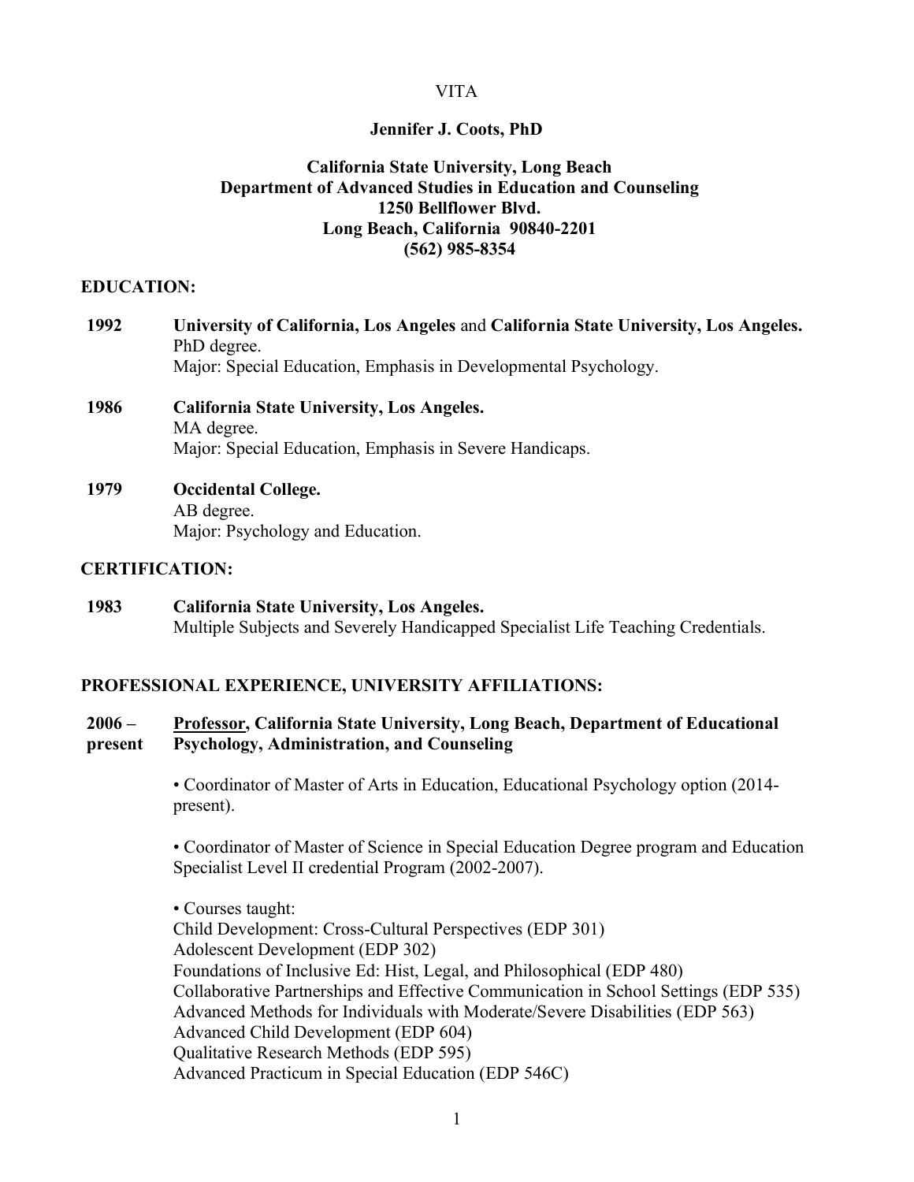# VITA

**Jennifer J. Coots, PhD**

**California State University, Long Beach**
**Department of Advanced Studies in Education and Counseling**
**1250 Bellflower Blvd.**
**Long Beach, California 90840-2201**
**(562) 985-8354**

## EDUCATION:

**1992** **University of California, Los Angeles** and **California State University, Los Angeles.**
PhD degree.
Major: Special Education, Emphasis in Developmental Psychology.

**1986** **California State University, Los Angeles.**
MA degree.
Major: Special Education, Emphasis in Severe Handicaps.

**1979** **Occidental College.**
AB degree.
Major: Psychology and Education.

## CERTIFICATION:

**1983** **California State University, Los Angeles.**
Multiple Subjects and Severely Handicapped Specialist Life Teaching Credentials.

## PROFESSIONAL EXPERIENCE, UNIVERSITY AFFILIATIONS:

**2006 – present** **Professor, California State University, Long Beach, Department of Educational Psychology, Administration, and Counseling**

- Coordinator of Master of Arts in Education, Educational Psychology option (2014-present).

- Coordinator of Master of Science in Special Education Degree program and Education Specialist Level II credential Program (2002-2007).

- Courses taught:
Child Development: Cross-Cultural Perspectives (EDP 301)
Adolescent Development (EDP 302)
Foundations of Inclusive Ed: Hist, Legal, and Philosophical (EDP 480)
Collaborative Partnerships and Effective Communication in School Settings (EDP 535)
Advanced Methods for Individuals with Moderate/Severe Disabilities (EDP 563)
Advanced Child Development (EDP 604)
Qualitative Research Methods (EDP 595)
Advanced Practicum in Special Education (EDP 546C)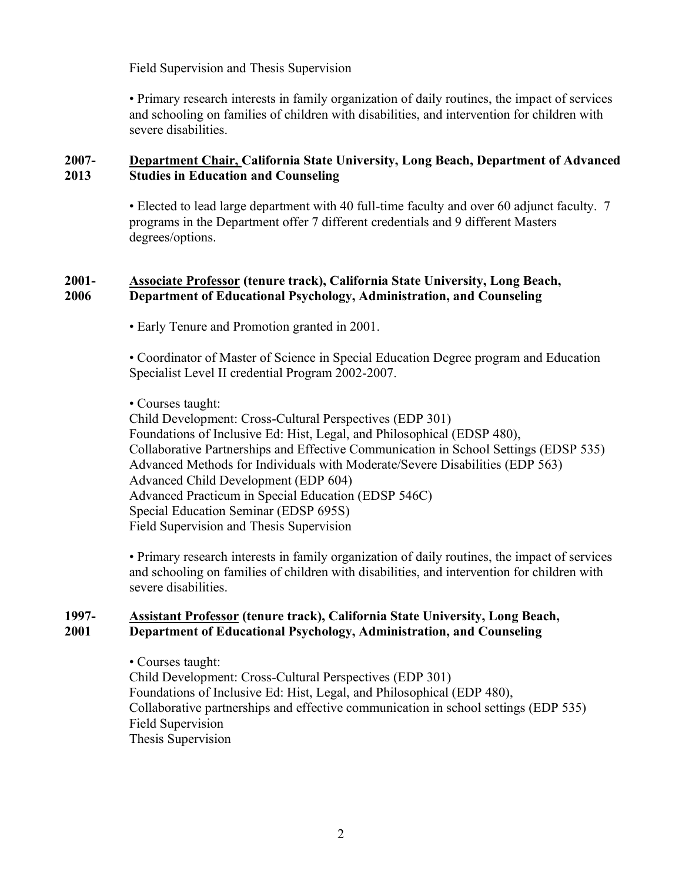Field Supervision and Thesis Supervision

• Primary research interests in family organization of daily routines, the impact of services and schooling on families of children with disabilities, and intervention for children with severe disabilities.

**2007-2013** **<u>Department Chair,</u> California State University, Long Beach, Department of Advanced Studies in Education and Counseling**

• Elected to lead large department with 40 full-time faculty and over 60 adjunct faculty. 7 programs in the Department offer 7 different credentials and 9 different Masters degrees/options.

**2001-2006** **<u>Associate Professor</u> (tenure track), California State University, Long Beach, Department of Educational Psychology, Administration, and Counseling**

• Early Tenure and Promotion granted in 2001.

• Coordinator of Master of Science in Special Education Degree program and Education Specialist Level II credential Program 2002-2007.

• Courses taught:
Child Development: Cross-Cultural Perspectives (EDP 301)
Foundations of Inclusive Ed: Hist, Legal, and Philosophical (EDSP 480),
Collaborative Partnerships and Effective Communication in School Settings (EDSP 535)
Advanced Methods for Individuals with Moderate/Severe Disabilities (EDP 563)
Advanced Child Development (EDP 604)
Advanced Practicum in Special Education (EDSP 546C)
Special Education Seminar (EDSP 695S)
Field Supervision and Thesis Supervision

• Primary research interests in family organization of daily routines, the impact of services and schooling on families of children with disabilities, and intervention for children with severe disabilities.

**1997-2001** **<u>Assistant Professor</u> (tenure track), California State University, Long Beach, Department of Educational Psychology, Administration, and Counseling**

• Courses taught:
Child Development: Cross-Cultural Perspectives (EDP 301)
Foundations of Inclusive Ed: Hist, Legal, and Philosophical (EDP 480),
Collaborative partnerships and effective communication in school settings (EDP 535)
Field Supervision
Thesis Supervision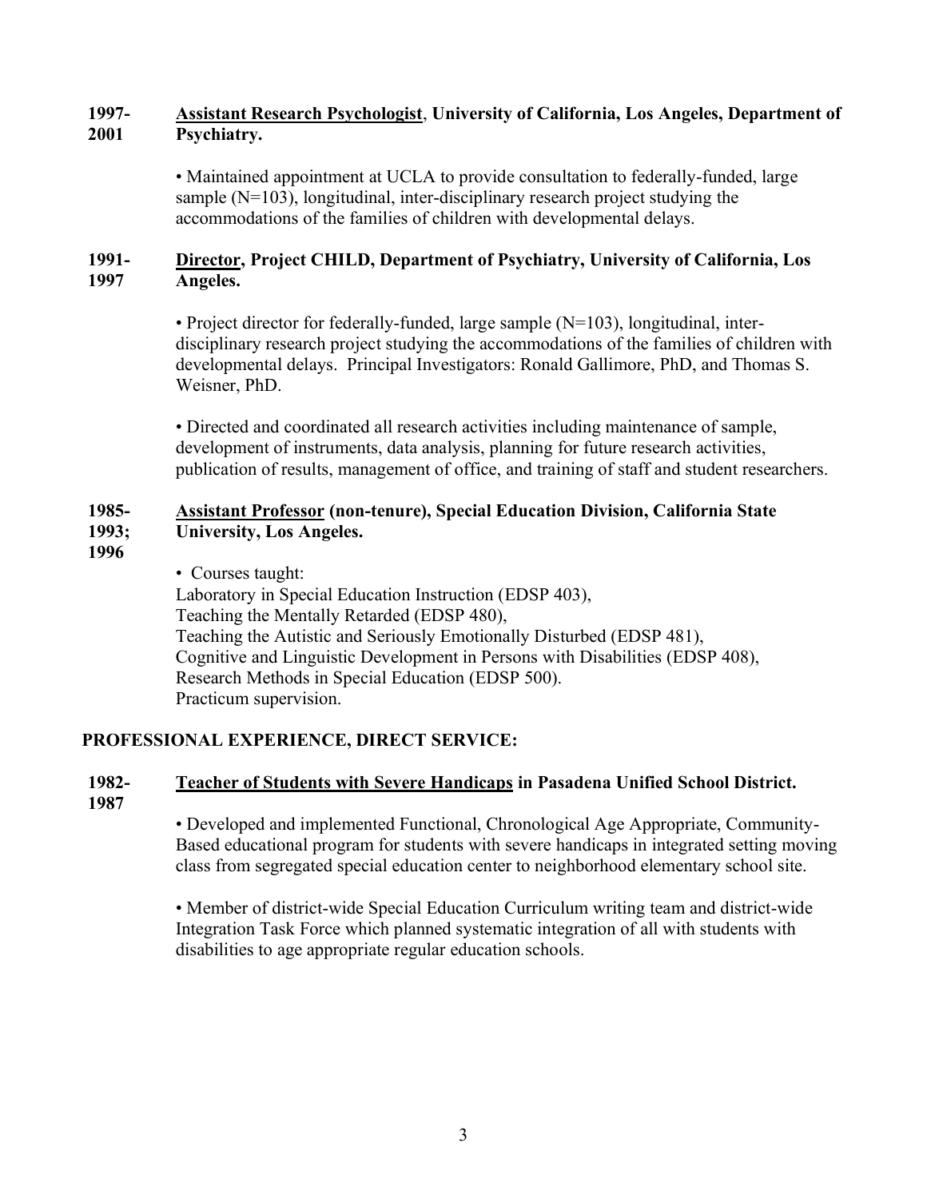**1997-2001** **<u>Assistant Research Psychologist</u>, University of California, Los Angeles, Department of Psychiatry.**

• Maintained appointment at UCLA to provide consultation to federally-funded, large sample (N=103), longitudinal, inter-disciplinary research project studying the accommodations of the families of children with developmental delays.

**1991-1997** **<u>Director</u>, Project CHILD, Department of Psychiatry, University of California, Los Angeles.**

• Project director for federally-funded, large sample (N=103), longitudinal, inter-disciplinary research project studying the accommodations of the families of children with developmental delays. Principal Investigators: Ronald Gallimore, PhD, and Thomas S. Weisner, PhD.

• Directed and coordinated all research activities including maintenance of sample, development of instruments, data analysis, planning for future research activities, publication of results, management of office, and training of staff and student researchers.

**1985-1993; 1996** **<u>Assistant Professor</u> (non-tenure), Special Education Division, California State University, Los Angeles.**

• Courses taught:
Laboratory in Special Education Instruction (EDSP 403),
Teaching the Mentally Retarded (EDSP 480),
Teaching the Autistic and Seriously Emotionally Disturbed (EDSP 481),
Cognitive and Linguistic Development in Persons with Disabilities (EDSP 408),
Research Methods in Special Education (EDSP 500).
Practicum supervision.

## PROFESSIONAL EXPERIENCE, DIRECT SERVICE:

**1982-1987** **<u>Teacher of Students with Severe Handicaps</u> in Pasadena Unified School District.**

• Developed and implemented Functional, Chronological Age Appropriate, Community-Based educational program for students with severe handicaps in integrated setting moving class from segregated special education center to neighborhood elementary school site.

• Member of district-wide Special Education Curriculum writing team and district-wide Integration Task Force which planned systematic integration of all with students with disabilities to age appropriate regular education schools.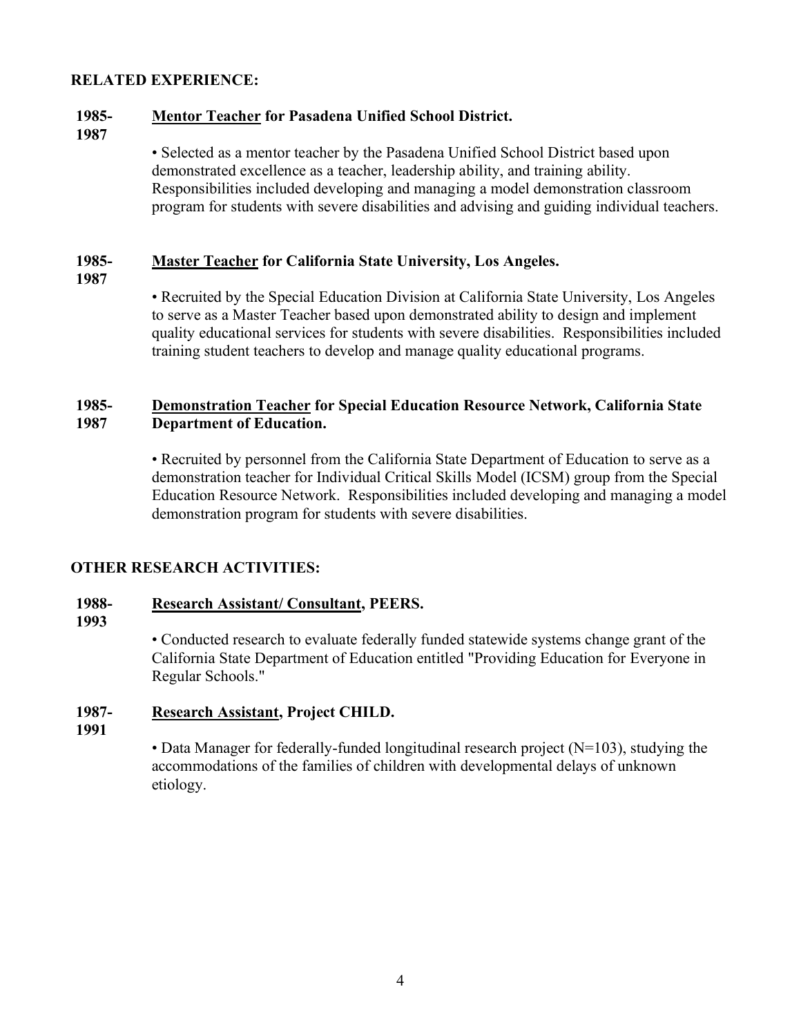## RELATED EXPERIENCE:

**1985-1987** **<u>Mentor Teacher</u> for Pasadena Unified School District.**

• Selected as a mentor teacher by the Pasadena Unified School District based upon demonstrated excellence as a teacher, leadership ability, and training ability. Responsibilities included developing and managing a model demonstration classroom program for students with severe disabilities and advising and guiding individual teachers.

**1985-1987** **<u>Master Teacher</u> for California State University, Los Angeles.**

• Recruited by the Special Education Division at California State University, Los Angeles to serve as a Master Teacher based upon demonstrated ability to design and implement quality educational services for students with severe disabilities. Responsibilities included training student teachers to develop and manage quality educational programs.

**1985-1987** **<u>Demonstration Teacher</u> for Special Education Resource Network, California State Department of Education.**

• Recruited by personnel from the California State Department of Education to serve as a demonstration teacher for Individual Critical Skills Model (ICSM) group from the Special Education Resource Network. Responsibilities included developing and managing a model demonstration program for students with severe disabilities.

## OTHER RESEARCH ACTIVITIES:

**1988-1993** **<u>Research Assistant/ Consultant</u>, PEERS.**

• Conducted research to evaluate federally funded statewide systems change grant of the California State Department of Education entitled "Providing Education for Everyone in Regular Schools."

**1987-1991** **<u>Research Assistant</u>, Project CHILD.**

• Data Manager for federally-funded longitudinal research project (N=103), studying the accommodations of the families of children with developmental delays of unknown etiology.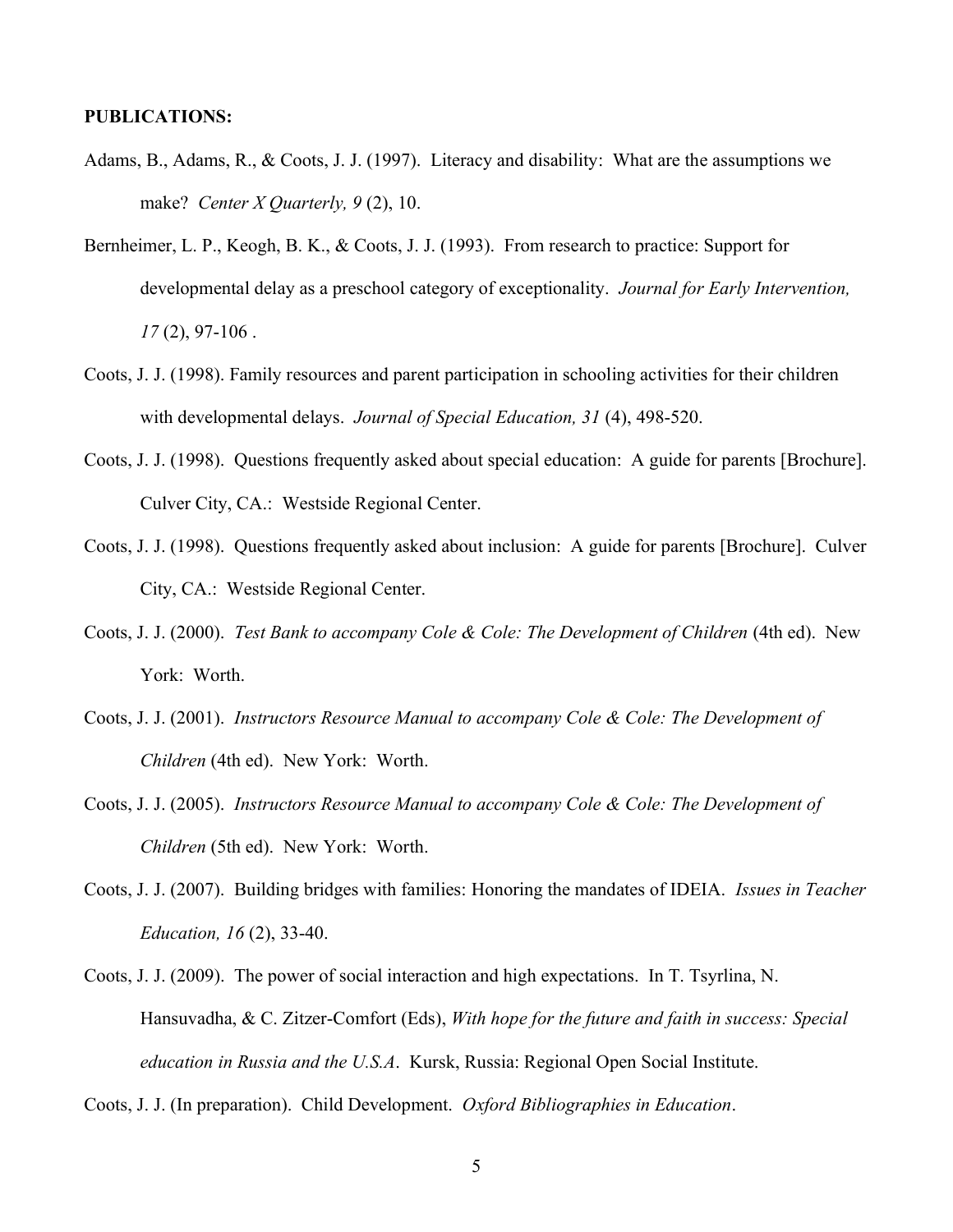**PUBLICATIONS:**

Adams, B., Adams, R., & Coots, J. J. (1997). Literacy and disability: What are the assumptions we make? *Center X Quarterly, 9* (2), 10.

Bernheimer, L. P., Keogh, B. K., & Coots, J. J. (1993). From research to practice: Support for developmental delay as a preschool category of exceptionality. *Journal for Early Intervention, 17* (2), 97-106 .

Coots, J. J. (1998). Family resources and parent participation in schooling activities for their children with developmental delays. *Journal of Special Education, 31* (4), 498-520.

Coots, J. J. (1998). Questions frequently asked about special education: A guide for parents [Brochure]. Culver City, CA.: Westside Regional Center.

Coots, J. J. (1998). Questions frequently asked about inclusion: A guide for parents [Brochure]. Culver City, CA.: Westside Regional Center.

Coots, J. J. (2000). *Test Bank to accompany Cole & Cole: The Development of Children* (4th ed). New York: Worth.

Coots, J. J. (2001). *Instructors Resource Manual to accompany Cole & Cole: The Development of Children* (4th ed). New York: Worth.

Coots, J. J. (2005). *Instructors Resource Manual to accompany Cole & Cole: The Development of Children* (5th ed). New York: Worth.

Coots, J. J. (2007). Building bridges with families: Honoring the mandates of IDEIA. *Issues in Teacher Education, 16* (2), 33-40.

Coots, J. J. (2009). The power of social interaction and high expectations. In T. Tsyrlina, N. Hansuvadha, & C. Zitzer-Comfort (Eds), *With hope for the future and faith in success: Special education in Russia and the U.S.A*. Kursk, Russia: Regional Open Social Institute.

Coots, J. J. (In preparation). Child Development. *Oxford Bibliographies in Education*.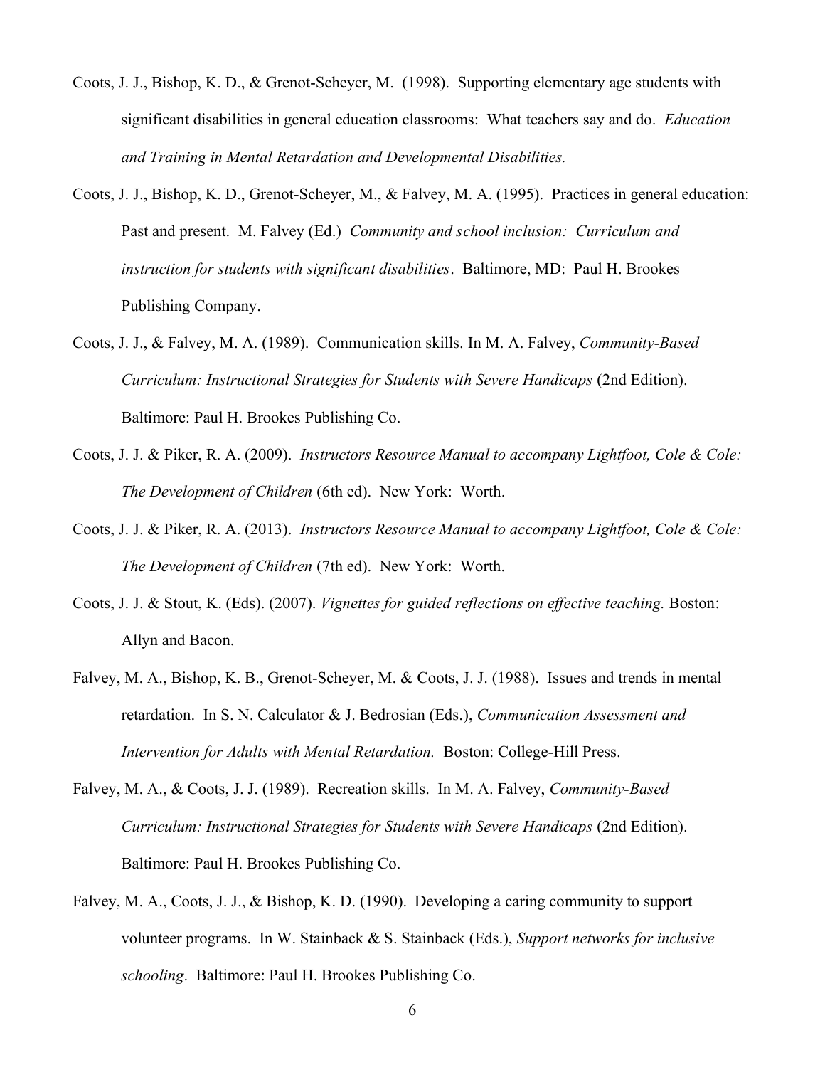Coots, J. J., Bishop, K. D., & Grenot-Scheyer, M. (1998). Supporting elementary age students with significant disabilities in general education classrooms: What teachers say and do. *Education and Training in Mental Retardation and Developmental Disabilities.*

Coots, J. J., Bishop, K. D., Grenot-Scheyer, M., & Falvey, M. A. (1995). Practices in general education: Past and present. M. Falvey (Ed.) *Community and school inclusion: Curriculum and instruction for students with significant disabilities*. Baltimore, MD: Paul H. Brookes Publishing Company.

Coots, J. J., & Falvey, M. A. (1989). Communication skills. In M. A. Falvey, *Community-Based Curriculum: Instructional Strategies for Students with Severe Handicaps* (2nd Edition). Baltimore: Paul H. Brookes Publishing Co.

Coots, J. J. & Piker, R. A. (2009). *Instructors Resource Manual to accompany Lightfoot, Cole & Cole: The Development of Children* (6th ed). New York: Worth.

Coots, J. J. & Piker, R. A. (2013). *Instructors Resource Manual to accompany Lightfoot, Cole & Cole: The Development of Children* (7th ed). New York: Worth.

Coots, J. J. & Stout, K. (Eds). (2007). *Vignettes for guided reflections on effective teaching.* Boston: Allyn and Bacon.

Falvey, M. A., Bishop, K. B., Grenot-Scheyer, M. & Coots, J. J. (1988). Issues and trends in mental retardation. In S. N. Calculator & J. Bedrosian (Eds.), *Communication Assessment and Intervention for Adults with Mental Retardation.* Boston: College-Hill Press.

Falvey, M. A., & Coots, J. J. (1989). Recreation skills. In M. A. Falvey, *Community-Based Curriculum: Instructional Strategies for Students with Severe Handicaps* (2nd Edition). Baltimore: Paul H. Brookes Publishing Co.

Falvey, M. A., Coots, J. J., & Bishop, K. D. (1990). Developing a caring community to support volunteer programs. In W. Stainback & S. Stainback (Eds.), *Support networks for inclusive schooling*. Baltimore: Paul H. Brookes Publishing Co.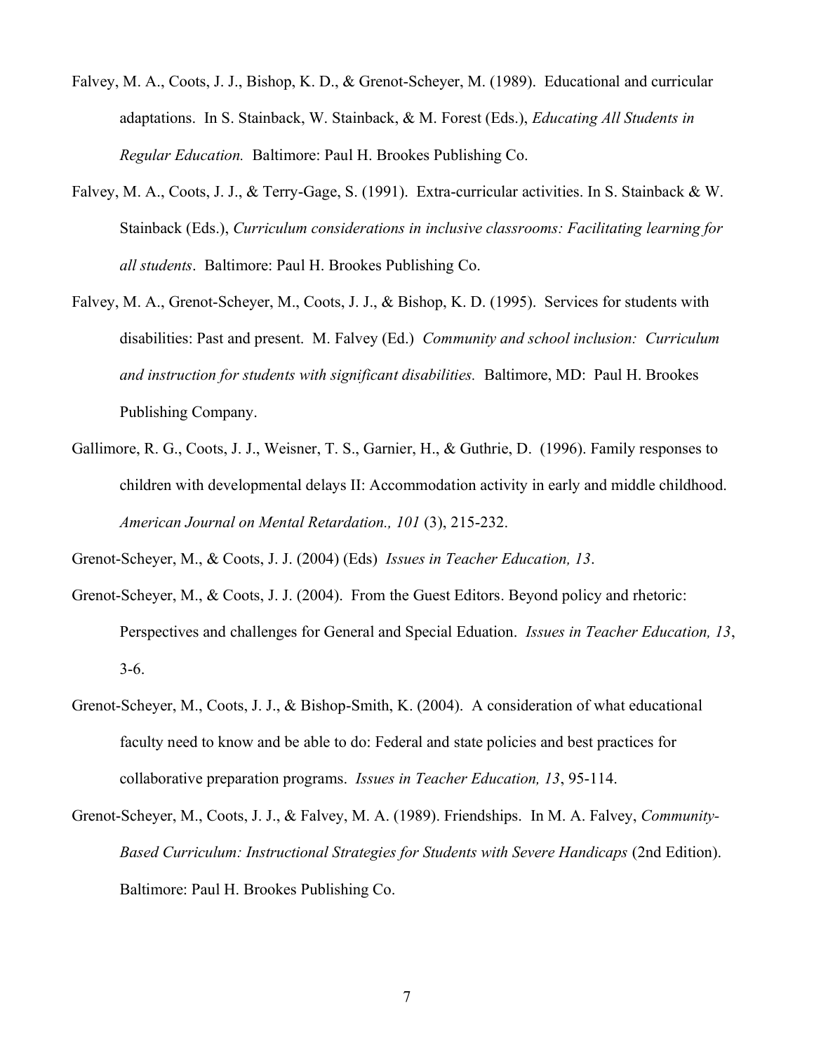Falvey, M. A., Coots, J. J., Bishop, K. D., & Grenot-Scheyer, M. (1989). Educational and curricular adaptations. In S. Stainback, W. Stainback, & M. Forest (Eds.), *Educating All Students in Regular Education.* Baltimore: Paul H. Brookes Publishing Co.

Falvey, M. A., Coots, J. J., & Terry-Gage, S. (1991). Extra-curricular activities. In S. Stainback & W. Stainback (Eds.), *Curriculum considerations in inclusive classrooms: Facilitating learning for all students*. Baltimore: Paul H. Brookes Publishing Co.

Falvey, M. A., Grenot-Scheyer, M., Coots, J. J., & Bishop, K. D. (1995). Services for students with disabilities: Past and present. M. Falvey (Ed.) *Community and school inclusion: Curriculum and instruction for students with significant disabilities.* Baltimore, MD: Paul H. Brookes Publishing Company.

Gallimore, R. G., Coots, J. J., Weisner, T. S., Garnier, H., & Guthrie, D. (1996). Family responses to children with developmental delays II: Accommodation activity in early and middle childhood. *American Journal on Mental Retardation., 101* (3), 215-232.

Grenot-Scheyer, M., & Coots, J. J. (2004) (Eds) *Issues in Teacher Education, 13*.

Grenot-Scheyer, M., & Coots, J. J. (2004). From the Guest Editors. Beyond policy and rhetoric: Perspectives and challenges for General and Special Eduation. *Issues in Teacher Education, 13*, 3-6.

Grenot-Scheyer, M., Coots, J. J., & Bishop-Smith, K. (2004). A consideration of what educational faculty need to know and be able to do: Federal and state policies and best practices for collaborative preparation programs. *Issues in Teacher Education, 13*, 95-114.

Grenot-Scheyer, M., Coots, J. J., & Falvey, M. A. (1989). Friendships. In M. A. Falvey, *Community-Based Curriculum: Instructional Strategies for Students with Severe Handicaps* (2nd Edition). Baltimore: Paul H. Brookes Publishing Co.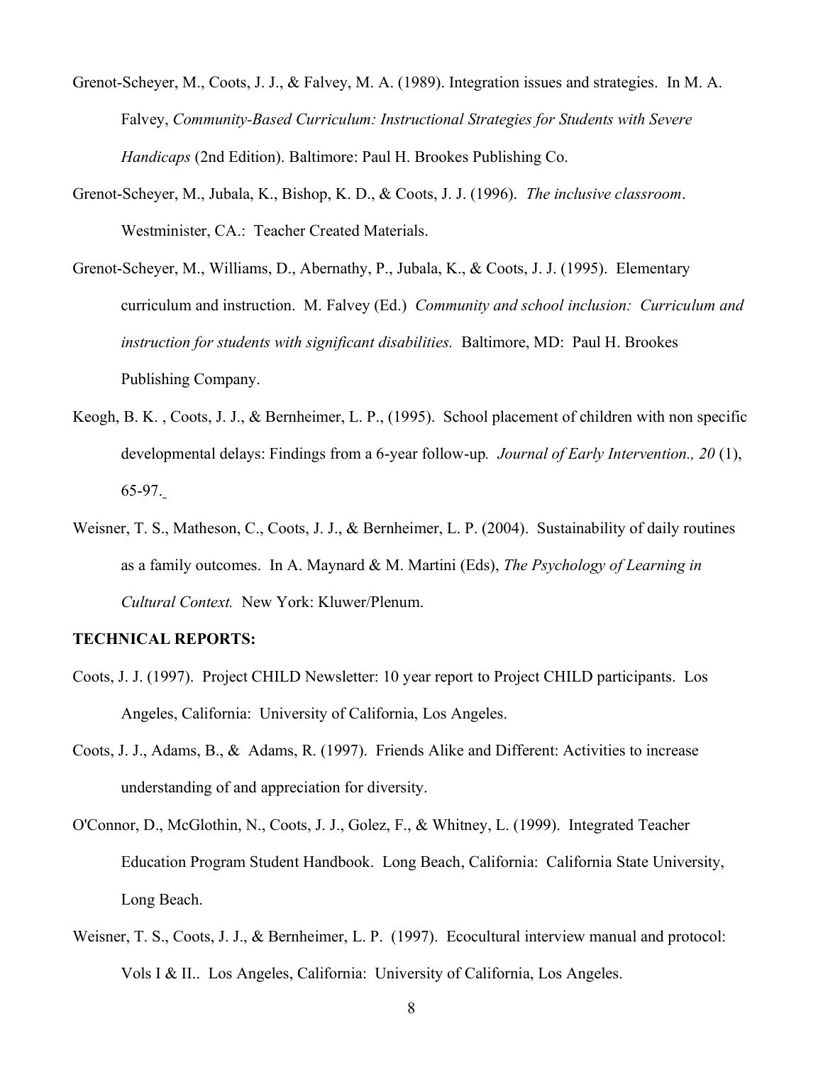Grenot-Scheyer, M., Coots, J. J., & Falvey, M. A. (1989). Integration issues and strategies. In M. A. Falvey, *Community-Based Curriculum: Instructional Strategies for Students with Severe Handicaps* (2nd Edition). Baltimore: Paul H. Brookes Publishing Co.

Grenot-Scheyer, M., Jubala, K., Bishop, K. D., & Coots, J. J. (1996). *The inclusive classroom*. Westminister, CA.: Teacher Created Materials.

Grenot-Scheyer, M., Williams, D., Abernathy, P., Jubala, K., & Coots, J. J. (1995). Elementary curriculum and instruction. M. Falvey (Ed.) *Community and school inclusion: Curriculum and instruction for students with significant disabilities.* Baltimore, MD: Paul H. Brookes Publishing Company.

Keogh, B. K. , Coots, J. J., & Bernheimer, L. P., (1995). School placement of children with non specific developmental delays: Findings from a 6-year follow-up*. Journal of Early Intervention., 20* (1), 65-97.

Weisner, T. S., Matheson, C., Coots, J. J., & Bernheimer, L. P. (2004). Sustainability of daily routines as a family outcomes. In A. Maynard & M. Martini (Eds), *The Psychology of Learning in Cultural Context.* New York: Kluwer/Plenum.

**TECHNICAL REPORTS:**

Coots, J. J. (1997). Project CHILD Newsletter: 10 year report to Project CHILD participants. Los Angeles, California: University of California, Los Angeles.

Coots, J. J., Adams, B., & Adams, R. (1997). Friends Alike and Different: Activities to increase understanding of and appreciation for diversity.

O'Connor, D., McGlothin, N., Coots, J. J., Golez, F., & Whitney, L. (1999). Integrated Teacher Education Program Student Handbook. Long Beach, California: California State University, Long Beach.

Weisner, T. S., Coots, J. J., & Bernheimer, L. P. (1997). Ecocultural interview manual and protocol: Vols I & II.. Los Angeles, California: University of California, Los Angeles.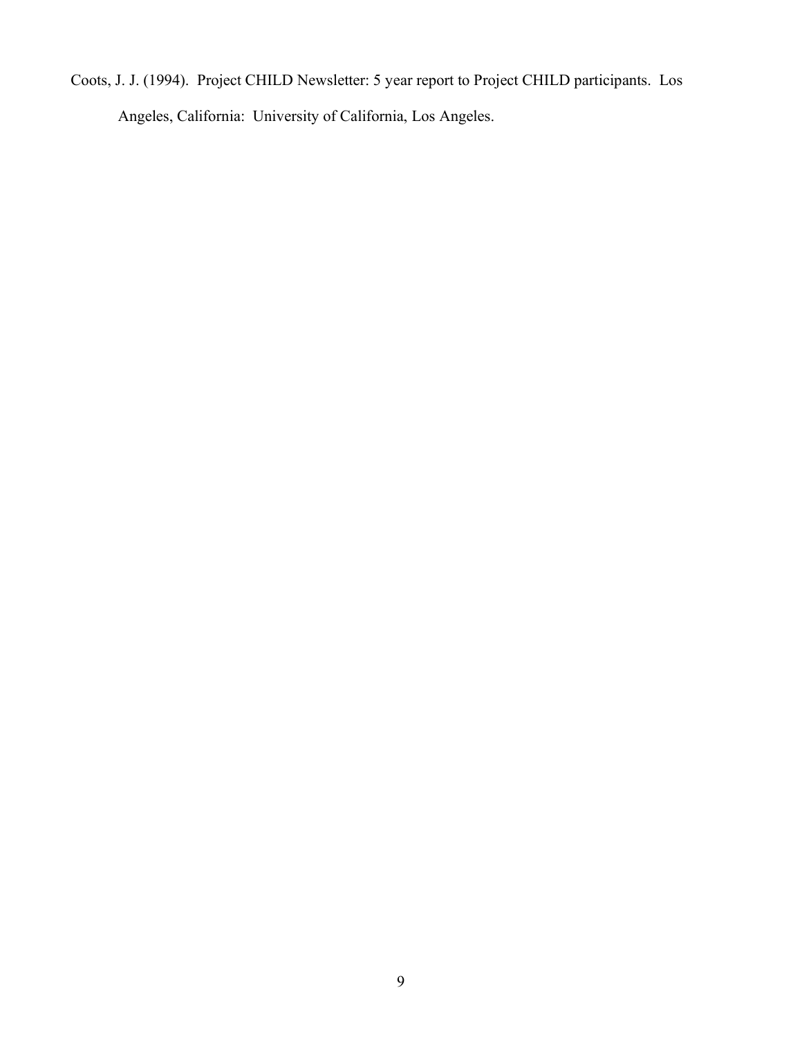Coots, J. J. (1994). Project CHILD Newsletter: 5 year report to Project CHILD participants. Los Angeles, California: University of California, Los Angeles.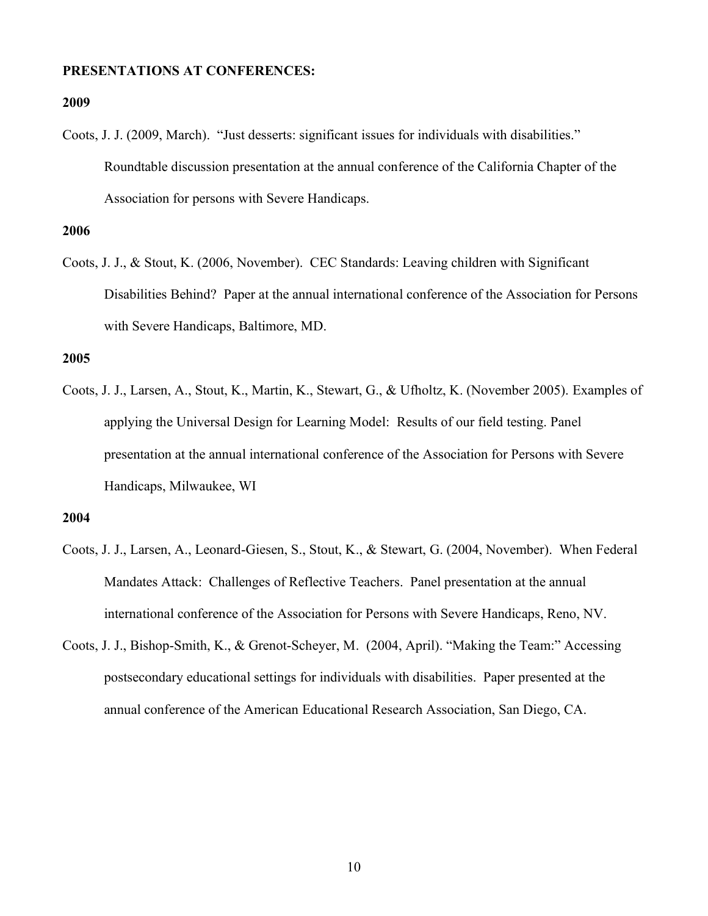**PRESENTATIONS AT CONFERENCES:**

**2009**

Coots, J. J. (2009, March). "Just desserts: significant issues for individuals with disabilities." Roundtable discussion presentation at the annual conference of the California Chapter of the Association for persons with Severe Handicaps.

**2006**

Coots, J. J., & Stout, K. (2006, November). CEC Standards: Leaving children with Significant Disabilities Behind? Paper at the annual international conference of the Association for Persons with Severe Handicaps, Baltimore, MD.

**2005**

Coots, J. J., Larsen, A., Stout, K., Martin, K., Stewart, G., & Ufholtz, K. (November 2005). Examples of applying the Universal Design for Learning Model: Results of our field testing. Panel presentation at the annual international conference of the Association for Persons with Severe Handicaps, Milwaukee, WI

**2004**

Coots, J. J., Larsen, A., Leonard-Giesen, S., Stout, K., & Stewart, G. (2004, November). When Federal Mandates Attack: Challenges of Reflective Teachers. Panel presentation at the annual international conference of the Association for Persons with Severe Handicaps, Reno, NV.

Coots, J. J., Bishop-Smith, K., & Grenot-Scheyer, M. (2004, April). "Making the Team:" Accessing postsecondary educational settings for individuals with disabilities. Paper presented at the annual conference of the American Educational Research Association, San Diego, CA.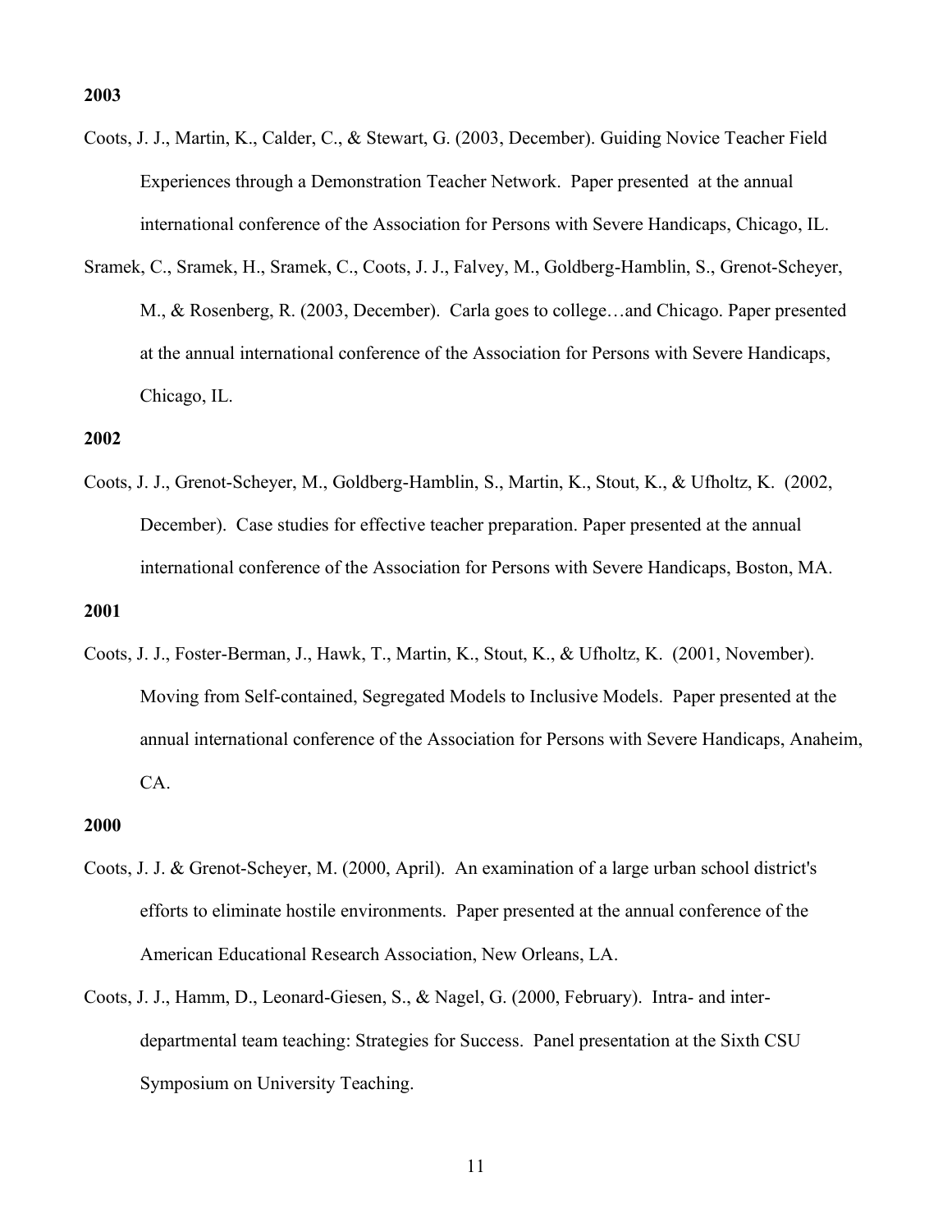**2003**

Coots, J. J., Martin, K., Calder, C., & Stewart, G. (2003, December). Guiding Novice Teacher Field Experiences through a Demonstration Teacher Network. Paper presented at the annual international conference of the Association for Persons with Severe Handicaps, Chicago, IL.

Sramek, C., Sramek, H., Sramek, C., Coots, J. J., Falvey, M., Goldberg-Hamblin, S., Grenot-Scheyer, M., & Rosenberg, R. (2003, December). Carla goes to college…and Chicago. Paper presented at the annual international conference of the Association for Persons with Severe Handicaps, Chicago, IL.

**2002**

Coots, J. J., Grenot-Scheyer, M., Goldberg-Hamblin, S., Martin, K., Stout, K., & Ufholtz, K. (2002, December). Case studies for effective teacher preparation. Paper presented at the annual international conference of the Association for Persons with Severe Handicaps, Boston, MA.

**2001**

Coots, J. J., Foster-Berman, J., Hawk, T., Martin, K., Stout, K., & Ufholtz, K. (2001, November). Moving from Self-contained, Segregated Models to Inclusive Models. Paper presented at the annual international conference of the Association for Persons with Severe Handicaps, Anaheim, CA.

**2000**

Coots, J. J. & Grenot-Scheyer, M. (2000, April). An examination of a large urban school district's efforts to eliminate hostile environments. Paper presented at the annual conference of the American Educational Research Association, New Orleans, LA.

Coots, J. J., Hamm, D., Leonard-Giesen, S., & Nagel, G. (2000, February). Intra- and inter-departmental team teaching: Strategies for Success. Panel presentation at the Sixth CSU Symposium on University Teaching.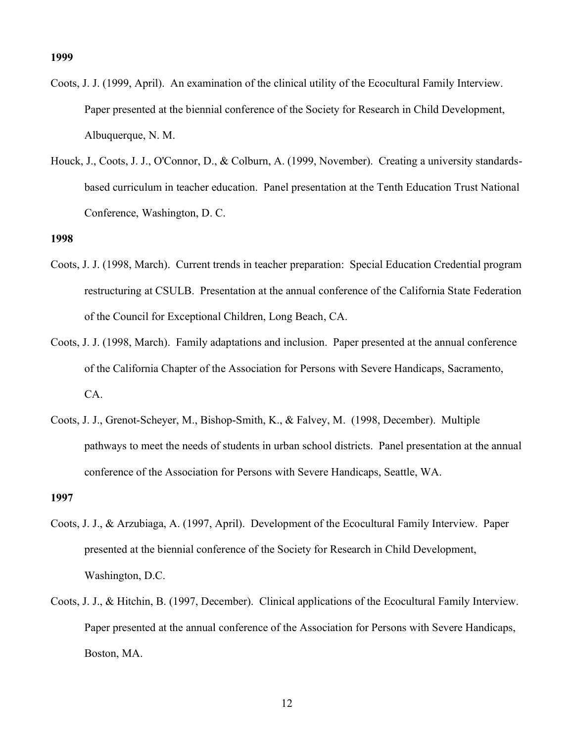**1999**

Coots, J. J. (1999, April). An examination of the clinical utility of the Ecocultural Family Interview. Paper presented at the biennial conference of the Society for Research in Child Development, Albuquerque, N. M.

Houck, J., Coots, J. J., O'Connor, D., & Colburn, A. (1999, November). Creating a university standards-based curriculum in teacher education. Panel presentation at the Tenth Education Trust National Conference, Washington, D. C.

**1998**

Coots, J. J. (1998, March). Current trends in teacher preparation: Special Education Credential program restructuring at CSULB. Presentation at the annual conference of the California State Federation of the Council for Exceptional Children, Long Beach, CA.

Coots, J. J. (1998, March). Family adaptations and inclusion. Paper presented at the annual conference of the California Chapter of the Association for Persons with Severe Handicaps, Sacramento, CA.

Coots, J. J., Grenot-Scheyer, M., Bishop-Smith, K., & Falvey, M. (1998, December). Multiple pathways to meet the needs of students in urban school districts. Panel presentation at the annual conference of the Association for Persons with Severe Handicaps, Seattle, WA.

**1997**

Coots, J. J., & Arzubiaga, A. (1997, April). Development of the Ecocultural Family Interview. Paper presented at the biennial conference of the Society for Research in Child Development, Washington, D.C.

Coots, J. J., & Hitchin, B. (1997, December). Clinical applications of the Ecocultural Family Interview. Paper presented at the annual conference of the Association for Persons with Severe Handicaps, Boston, MA.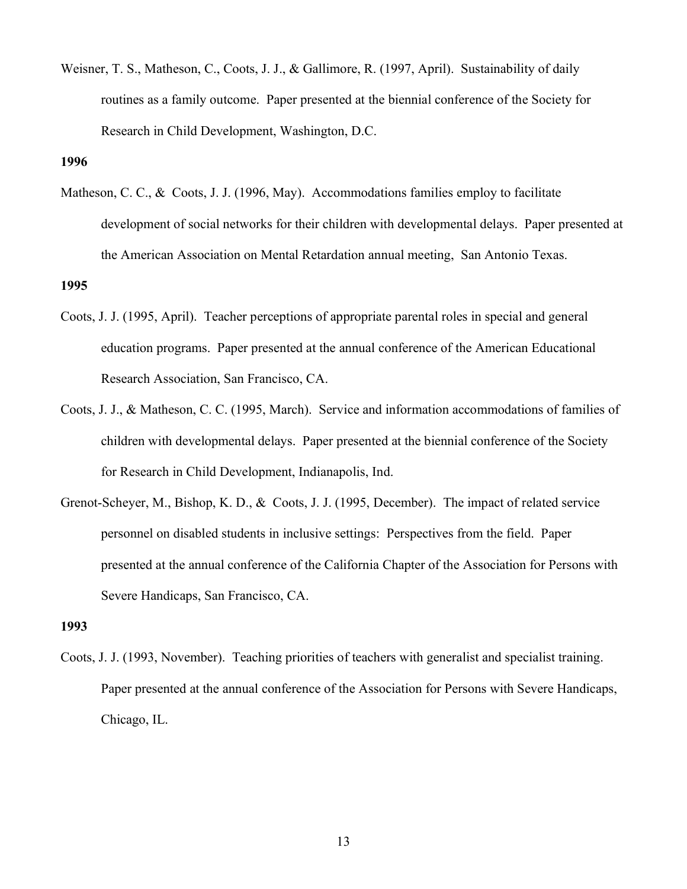Weisner, T. S., Matheson, C., Coots, J. J., & Gallimore, R. (1997, April). Sustainability of daily routines as a family outcome. Paper presented at the biennial conference of the Society for Research in Child Development, Washington, D.C.

**1996**

Matheson, C. C., & Coots, J. J. (1996, May). Accommodations families employ to facilitate development of social networks for their children with developmental delays. Paper presented at the American Association on Mental Retardation annual meeting, San Antonio Texas.

**1995**

Coots, J. J. (1995, April). Teacher perceptions of appropriate parental roles in special and general education programs. Paper presented at the annual conference of the American Educational Research Association, San Francisco, CA.

Coots, J. J., & Matheson, C. C. (1995, March). Service and information accommodations of families of children with developmental delays. Paper presented at the biennial conference of the Society for Research in Child Development, Indianapolis, Ind.

Grenot-Scheyer, M., Bishop, K. D., & Coots, J. J. (1995, December). The impact of related service personnel on disabled students in inclusive settings: Perspectives from the field. Paper presented at the annual conference of the California Chapter of the Association for Persons with Severe Handicaps, San Francisco, CA.

**1993**

Coots, J. J. (1993, November). Teaching priorities of teachers with generalist and specialist training. Paper presented at the annual conference of the Association for Persons with Severe Handicaps, Chicago, IL.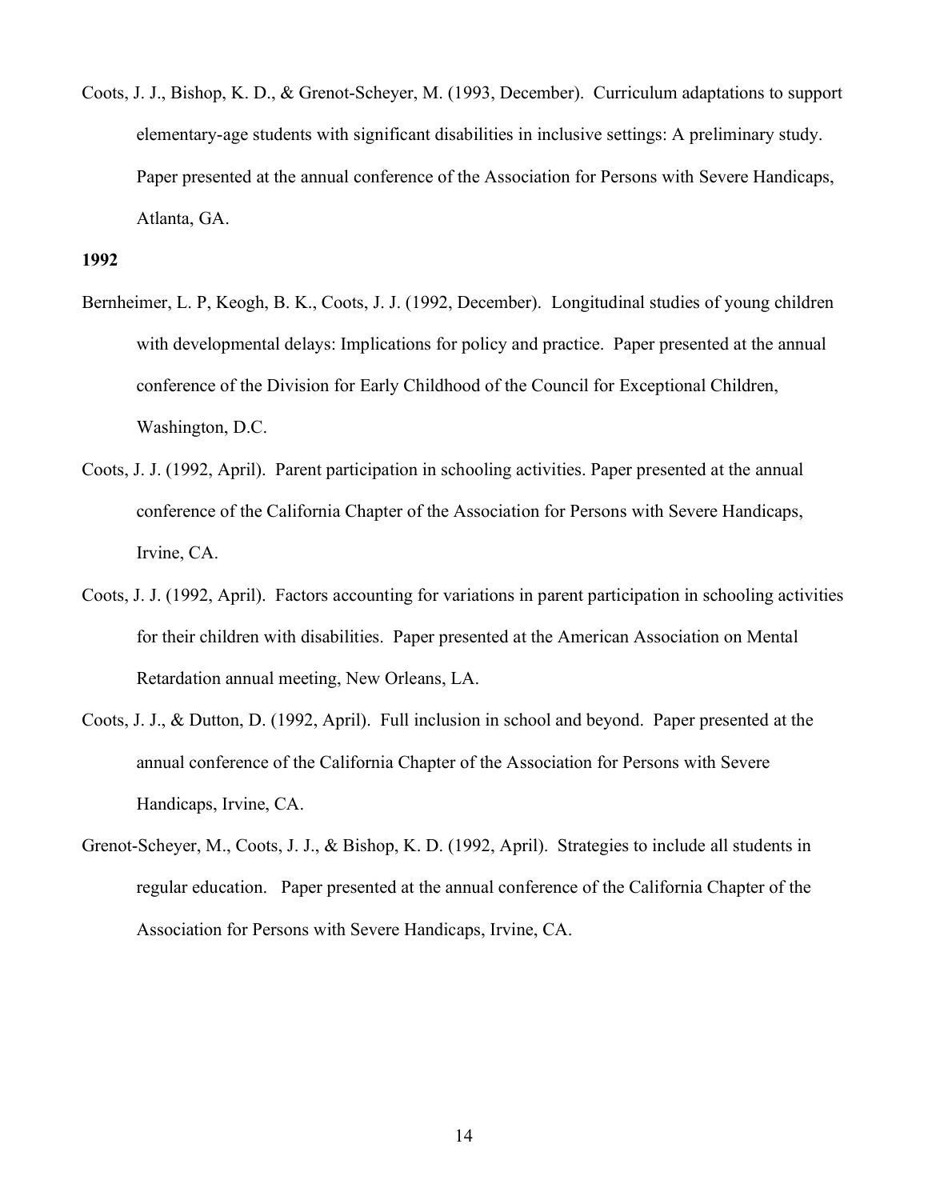Coots, J. J., Bishop, K. D., & Grenot-Scheyer, M. (1993, December). Curriculum adaptations to support elementary-age students with significant disabilities in inclusive settings: A preliminary study. Paper presented at the annual conference of the Association for Persons with Severe Handicaps, Atlanta, GA.

**1992**

Bernheimer, L. P, Keogh, B. K., Coots, J. J. (1992, December). Longitudinal studies of young children with developmental delays: Implications for policy and practice. Paper presented at the annual conference of the Division for Early Childhood of the Council for Exceptional Children, Washington, D.C.

Coots, J. J. (1992, April). Parent participation in schooling activities. Paper presented at the annual conference of the California Chapter of the Association for Persons with Severe Handicaps, Irvine, CA.

Coots, J. J. (1992, April). Factors accounting for variations in parent participation in schooling activities for their children with disabilities. Paper presented at the American Association on Mental Retardation annual meeting, New Orleans, LA.

Coots, J. J., & Dutton, D. (1992, April). Full inclusion in school and beyond. Paper presented at the annual conference of the California Chapter of the Association for Persons with Severe Handicaps, Irvine, CA.

Grenot-Scheyer, M., Coots, J. J., & Bishop, K. D. (1992, April). Strategies to include all students in regular education. Paper presented at the annual conference of the California Chapter of the Association for Persons with Severe Handicaps, Irvine, CA.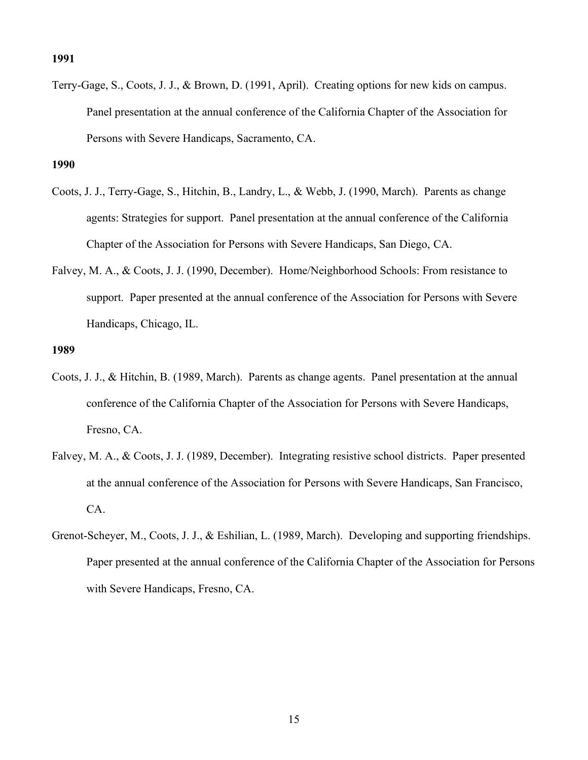**1991**

Terry-Gage, S., Coots, J. J., & Brown, D. (1991, April). Creating options for new kids on campus. Panel presentation at the annual conference of the California Chapter of the Association for Persons with Severe Handicaps, Sacramento, CA.

**1990**

Coots, J. J., Terry-Gage, S., Hitchin, B., Landry, L., & Webb, J. (1990, March). Parents as change agents: Strategies for support. Panel presentation at the annual conference of the California Chapter of the Association for Persons with Severe Handicaps, San Diego, CA.

Falvey, M. A., & Coots, J. J. (1990, December). Home/Neighborhood Schools: From resistance to support. Paper presented at the annual conference of the Association for Persons with Severe Handicaps, Chicago, IL.

**1989**

Coots, J. J., & Hitchin, B. (1989, March). Parents as change agents. Panel presentation at the annual conference of the California Chapter of the Association for Persons with Severe Handicaps, Fresno, CA.

Falvey, M. A., & Coots, J. J. (1989, December). Integrating resistive school districts. Paper presented at the annual conference of the Association for Persons with Severe Handicaps, San Francisco, CA.

Grenot-Scheyer, M., Coots, J. J., & Eshilian, L. (1989, March). Developing and supporting friendships. Paper presented at the annual conference of the California Chapter of the Association for Persons with Severe Handicaps, Fresno, CA.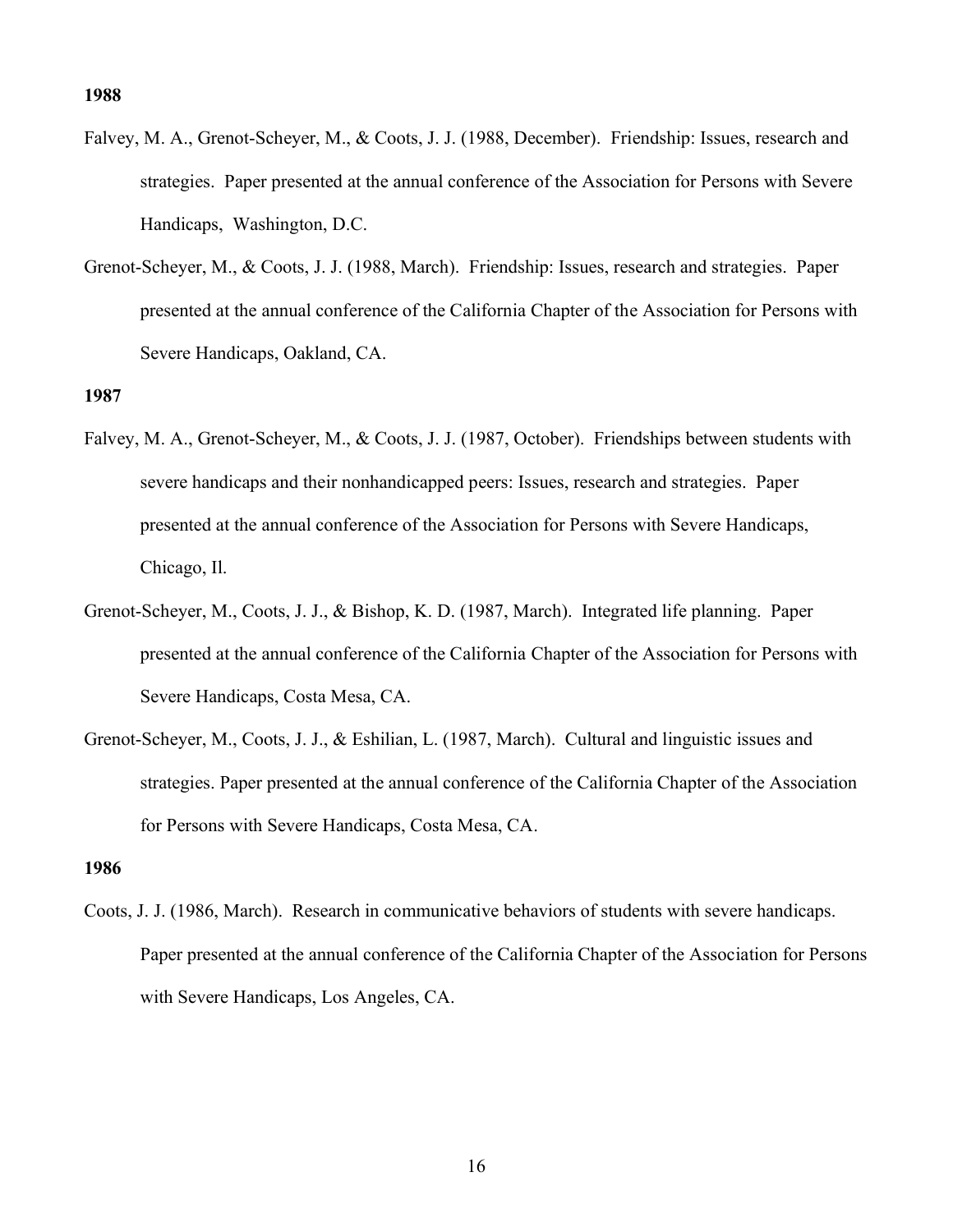**1988**

Falvey, M. A., Grenot-Scheyer, M., & Coots, J. J. (1988, December). Friendship: Issues, research and strategies. Paper presented at the annual conference of the Association for Persons with Severe Handicaps, Washington, D.C.

Grenot-Scheyer, M., & Coots, J. J. (1988, March). Friendship: Issues, research and strategies. Paper presented at the annual conference of the California Chapter of the Association for Persons with Severe Handicaps, Oakland, CA.

**1987**

Falvey, M. A., Grenot-Scheyer, M., & Coots, J. J. (1987, October). Friendships between students with severe handicaps and their nonhandicapped peers: Issues, research and strategies. Paper presented at the annual conference of the Association for Persons with Severe Handicaps, Chicago, Il.

Grenot-Scheyer, M., Coots, J. J., & Bishop, K. D. (1987, March). Integrated life planning. Paper presented at the annual conference of the California Chapter of the Association for Persons with Severe Handicaps, Costa Mesa, CA.

Grenot-Scheyer, M., Coots, J. J., & Eshilian, L. (1987, March). Cultural and linguistic issues and strategies. Paper presented at the annual conference of the California Chapter of the Association for Persons with Severe Handicaps, Costa Mesa, CA.

**1986**

Coots, J. J. (1986, March). Research in communicative behaviors of students with severe handicaps. Paper presented at the annual conference of the California Chapter of the Association for Persons with Severe Handicaps, Los Angeles, CA.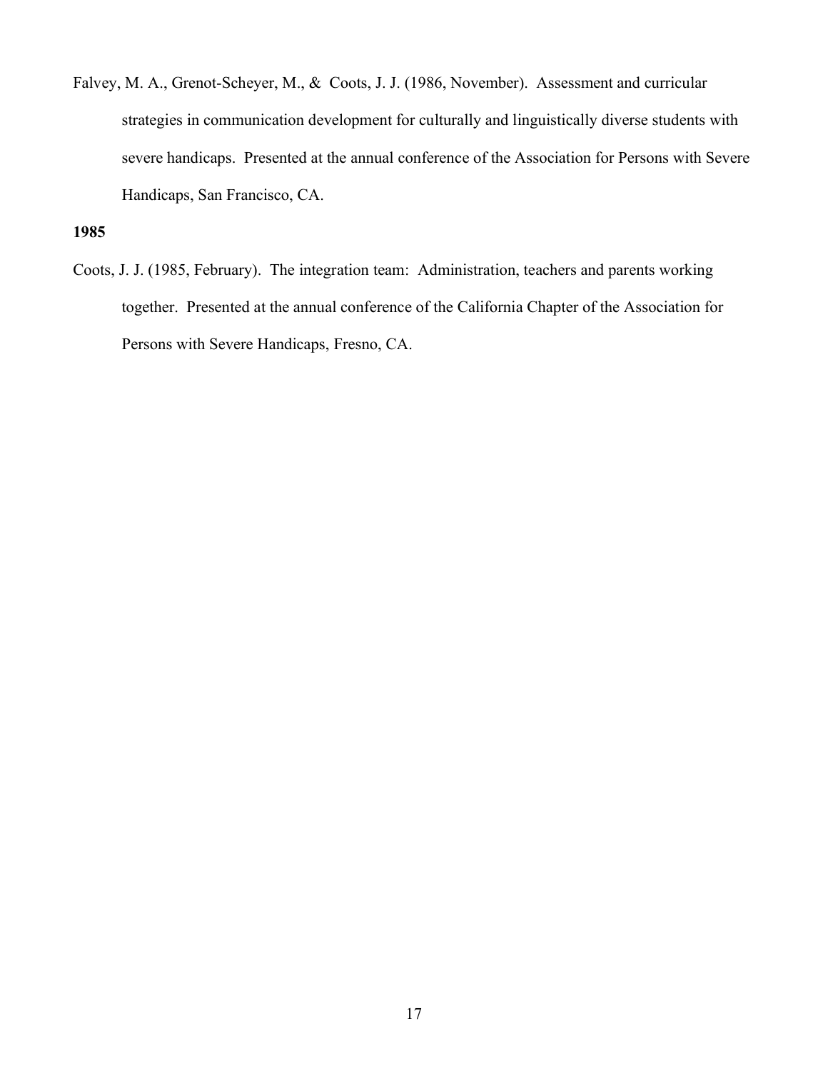Falvey, M. A., Grenot-Scheyer, M., & Coots, J. J. (1986, November). Assessment and curricular strategies in communication development for culturally and linguistically diverse students with severe handicaps. Presented at the annual conference of the Association for Persons with Severe Handicaps, San Francisco, CA.

**1985**

Coots, J. J. (1985, February). The integration team: Administration, teachers and parents working together. Presented at the annual conference of the California Chapter of the Association for Persons with Severe Handicaps, Fresno, CA.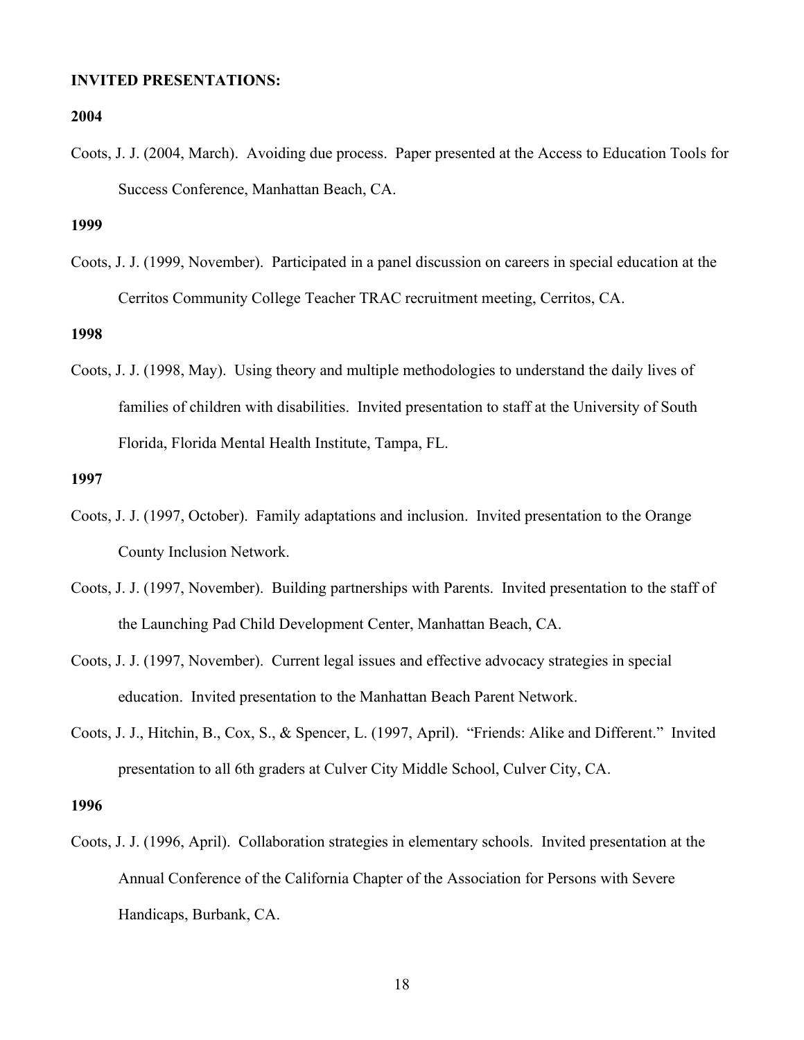**INVITED PRESENTATIONS:**

**2004**

Coots, J. J. (2004, March). Avoiding due process. Paper presented at the Access to Education Tools for Success Conference, Manhattan Beach, CA.

**1999**

Coots, J. J. (1999, November). Participated in a panel discussion on careers in special education at the Cerritos Community College Teacher TRAC recruitment meeting, Cerritos, CA.

**1998**

Coots, J. J. (1998, May). Using theory and multiple methodologies to understand the daily lives of families of children with disabilities. Invited presentation to staff at the University of South Florida, Florida Mental Health Institute, Tampa, FL.

**1997**

Coots, J. J. (1997, October). Family adaptations and inclusion. Invited presentation to the Orange County Inclusion Network.

Coots, J. J. (1997, November). Building partnerships with Parents. Invited presentation to the staff of the Launching Pad Child Development Center, Manhattan Beach, CA.

Coots, J. J. (1997, November). Current legal issues and effective advocacy strategies in special education. Invited presentation to the Manhattan Beach Parent Network.

Coots, J. J., Hitchin, B., Cox, S., & Spencer, L. (1997, April). "Friends: Alike and Different." Invited presentation to all 6th graders at Culver City Middle School, Culver City, CA.

**1996**

Coots, J. J. (1996, April). Collaboration strategies in elementary schools. Invited presentation at the Annual Conference of the California Chapter of the Association for Persons with Severe Handicaps, Burbank, CA.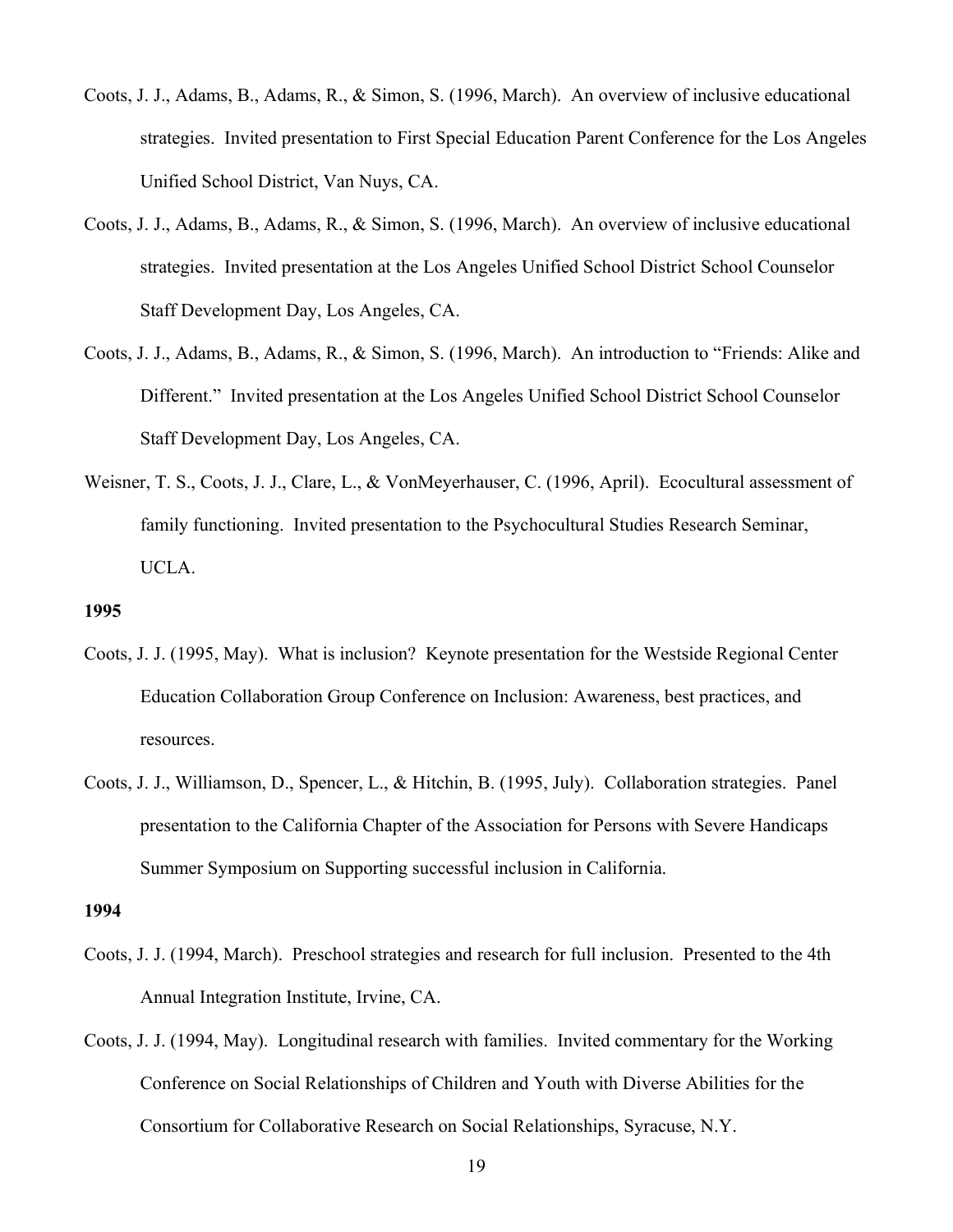Coots, J. J., Adams, B., Adams, R., & Simon, S. (1996, March). An overview of inclusive educational strategies. Invited presentation to First Special Education Parent Conference for the Los Angeles Unified School District, Van Nuys, CA.

Coots, J. J., Adams, B., Adams, R., & Simon, S. (1996, March). An overview of inclusive educational strategies. Invited presentation at the Los Angeles Unified School District School Counselor Staff Development Day, Los Angeles, CA.

Coots, J. J., Adams, B., Adams, R., & Simon, S. (1996, March). An introduction to "Friends: Alike and Different." Invited presentation at the Los Angeles Unified School District School Counselor Staff Development Day, Los Angeles, CA.

Weisner, T. S., Coots, J. J., Clare, L., & VonMeyerhauser, C. (1996, April). Ecocultural assessment of family functioning. Invited presentation to the Psychocultural Studies Research Seminar, UCLA.

**1995**

Coots, J. J. (1995, May). What is inclusion? Keynote presentation for the Westside Regional Center Education Collaboration Group Conference on Inclusion: Awareness, best practices, and resources.

Coots, J. J., Williamson, D., Spencer, L., & Hitchin, B. (1995, July). Collaboration strategies. Panel presentation to the California Chapter of the Association for Persons with Severe Handicaps Summer Symposium on Supporting successful inclusion in California.

**1994**

Coots, J. J. (1994, March). Preschool strategies and research for full inclusion. Presented to the 4th Annual Integration Institute, Irvine, CA.

Coots, J. J. (1994, May). Longitudinal research with families. Invited commentary for the Working Conference on Social Relationships of Children and Youth with Diverse Abilities for the Consortium for Collaborative Research on Social Relationships, Syracuse, N.Y.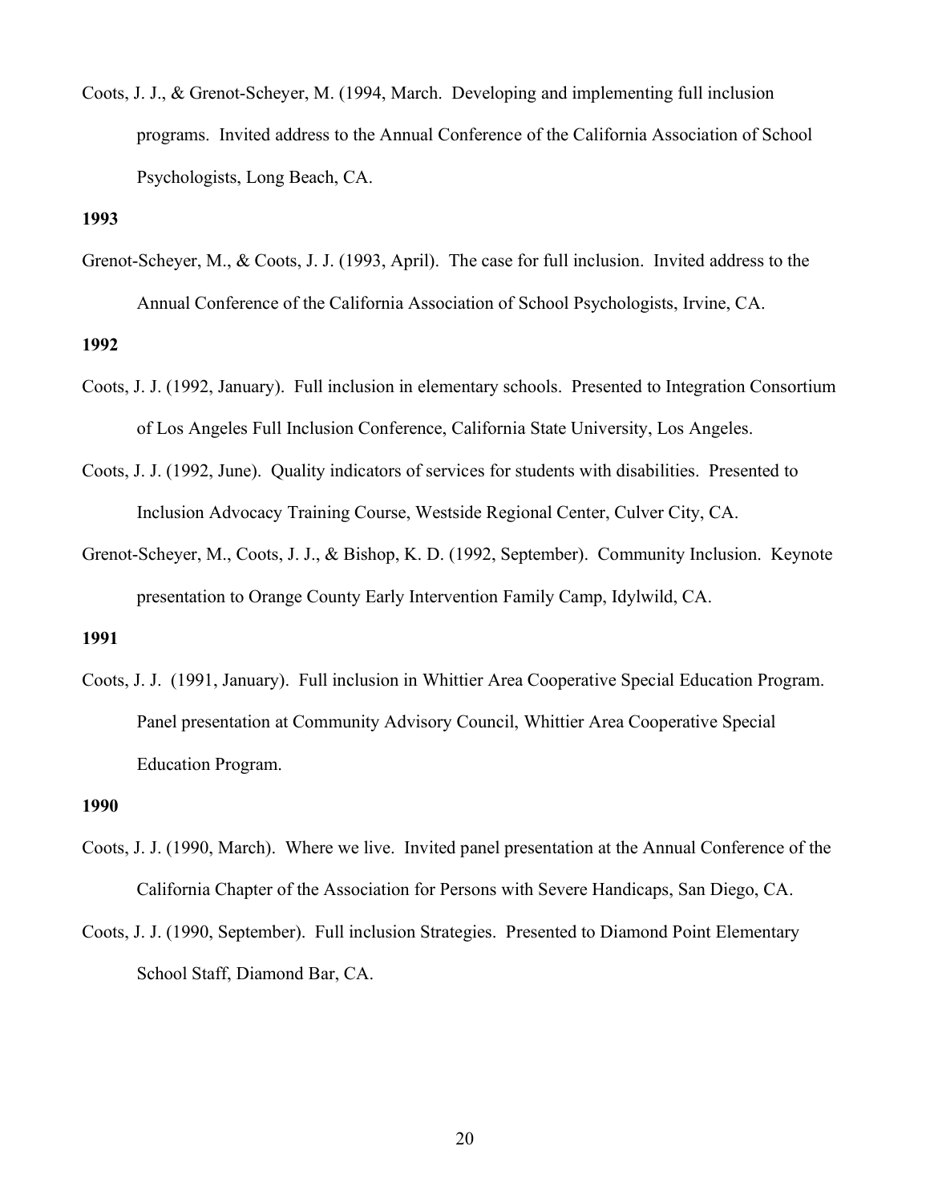Coots, J. J., & Grenot-Scheyer, M. (1994, March. Developing and implementing full inclusion programs. Invited address to the Annual Conference of the California Association of School Psychologists, Long Beach, CA.

**1993**

Grenot-Scheyer, M., & Coots, J. J. (1993, April). The case for full inclusion. Invited address to the Annual Conference of the California Association of School Psychologists, Irvine, CA.

**1992**

Coots, J. J. (1992, January). Full inclusion in elementary schools. Presented to Integration Consortium of Los Angeles Full Inclusion Conference, California State University, Los Angeles.

Coots, J. J. (1992, June). Quality indicators of services for students with disabilities. Presented to Inclusion Advocacy Training Course, Westside Regional Center, Culver City, CA.

Grenot-Scheyer, M., Coots, J. J., & Bishop, K. D. (1992, September). Community Inclusion. Keynote presentation to Orange County Early Intervention Family Camp, Idylwild, CA.

**1991**

Coots, J. J. (1991, January). Full inclusion in Whittier Area Cooperative Special Education Program. Panel presentation at Community Advisory Council, Whittier Area Cooperative Special Education Program.

**1990**

Coots, J. J. (1990, March). Where we live. Invited panel presentation at the Annual Conference of the California Chapter of the Association for Persons with Severe Handicaps, San Diego, CA.

Coots, J. J. (1990, September). Full inclusion Strategies. Presented to Diamond Point Elementary School Staff, Diamond Bar, CA.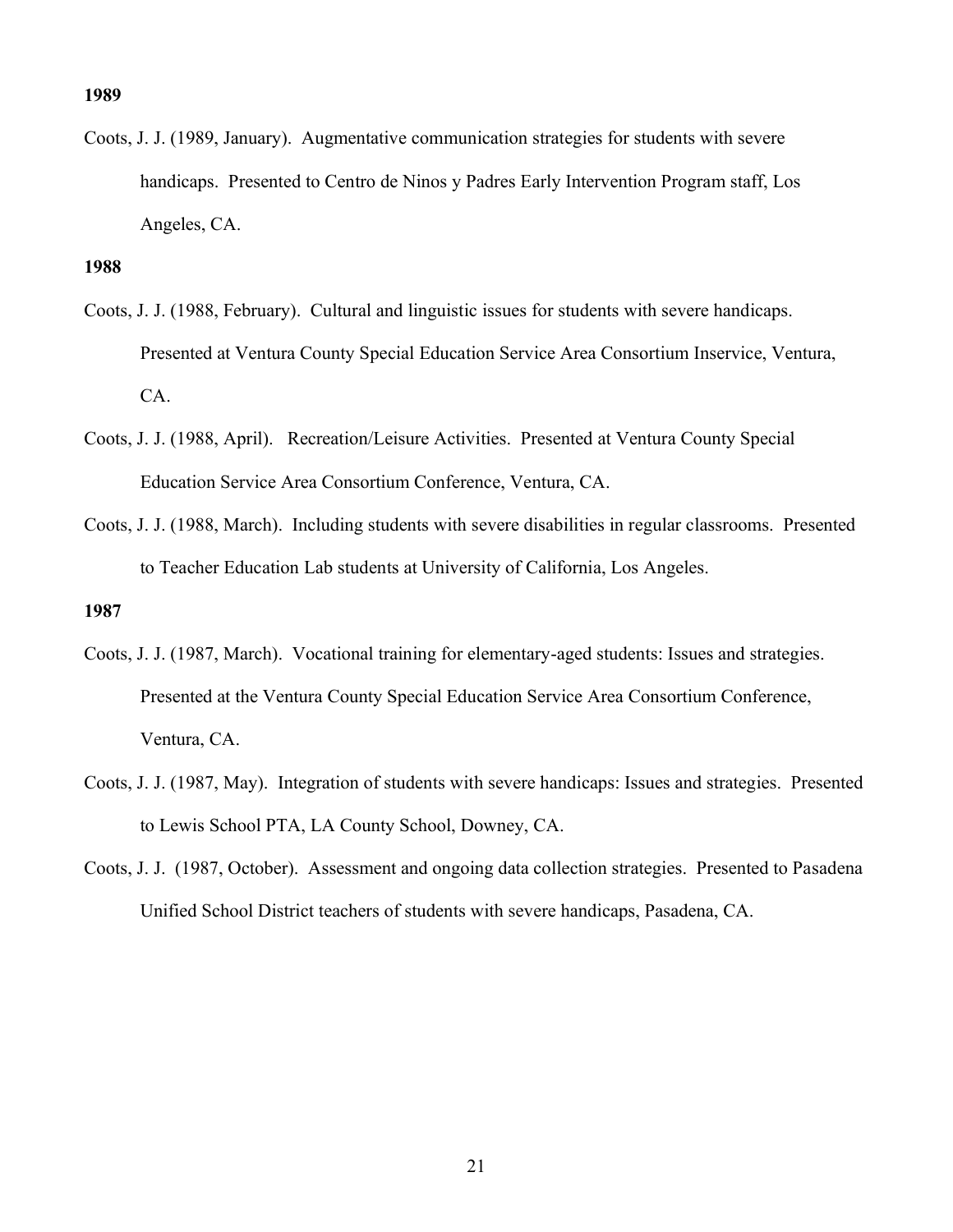**1989**

Coots, J. J. (1989, January). Augmentative communication strategies for students with severe handicaps. Presented to Centro de Ninos y Padres Early Intervention Program staff, Los Angeles, CA.

**1988**

Coots, J. J. (1988, February). Cultural and linguistic issues for students with severe handicaps. Presented at Ventura County Special Education Service Area Consortium Inservice, Ventura, CA.

Coots, J. J. (1988, April). Recreation/Leisure Activities. Presented at Ventura County Special Education Service Area Consortium Conference, Ventura, CA.

Coots, J. J. (1988, March). Including students with severe disabilities in regular classrooms. Presented to Teacher Education Lab students at University of California, Los Angeles.

**1987**

Coots, J. J. (1987, March). Vocational training for elementary-aged students: Issues and strategies. Presented at the Ventura County Special Education Service Area Consortium Conference, Ventura, CA.

Coots, J. J. (1987, May). Integration of students with severe handicaps: Issues and strategies. Presented to Lewis School PTA, LA County School, Downey, CA.

Coots, J. J. (1987, October). Assessment and ongoing data collection strategies. Presented to Pasadena Unified School District teachers of students with severe handicaps, Pasadena, CA.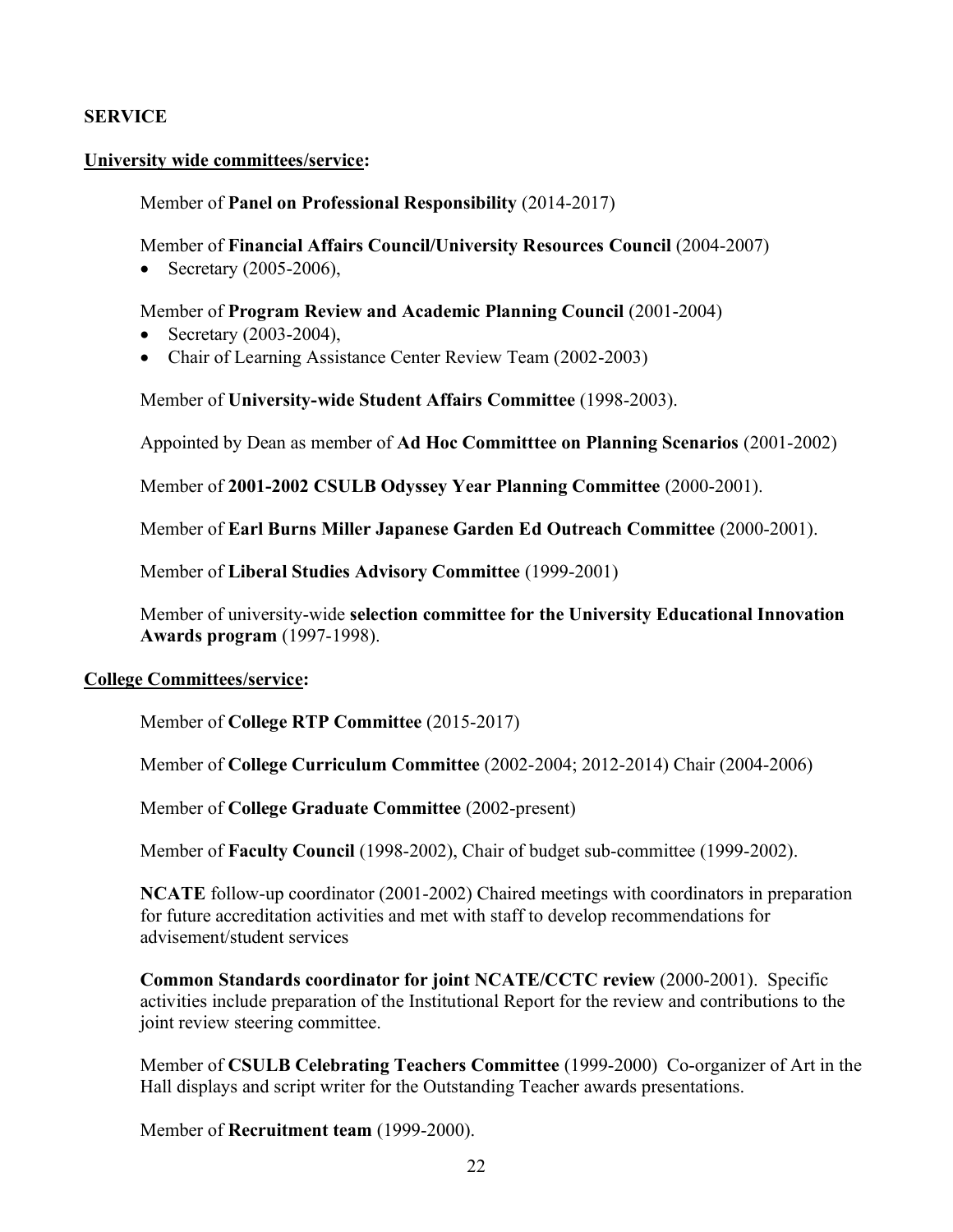**SERVICE**

**University wide committees/service:**

Member of **Panel on Professional Responsibility** (2014-2017)

Member of **Financial Affairs Council/University Resources Council** (2004-2007)

- Secretary (2005-2006),

Member of **Program Review and Academic Planning Council** (2001-2004)

- Secretary (2003-2004),
- Chair of Learning Assistance Center Review Team (2002-2003)

Member of **University-wide Student Affairs Committee** (1998-2003).

Appointed by Dean as member of **Ad Hoc Committtee on Planning Scenarios** (2001-2002)

Member of **2001-2002 CSULB Odyssey Year Planning Committee** (2000-2001).

Member of **Earl Burns Miller Japanese Garden Ed Outreach Committee** (2000-2001).

Member of **Liberal Studies Advisory Committee** (1999-2001)

Member of university-wide **selection committee for the University Educational Innovation Awards program** (1997-1998).

**College Committees/service:**

Member of **College RTP Committee** (2015-2017)

Member of **College Curriculum Committee** (2002-2004; 2012-2014) Chair (2004-2006)

Member of **College Graduate Committee** (2002-present)

Member of **Faculty Council** (1998-2002), Chair of budget sub-committee (1999-2002).

**NCATE** follow-up coordinator (2001-2002) Chaired meetings with coordinators in preparation for future accreditation activities and met with staff to develop recommendations for advisement/student services

**Common Standards coordinator for joint NCATE/CCTC review** (2000-2001). Specific activities include preparation of the Institutional Report for the review and contributions to the joint review steering committee.

Member of **CSULB Celebrating Teachers Committee** (1999-2000) Co-organizer of Art in the Hall displays and script writer for the Outstanding Teacher awards presentations.

Member of **Recruitment team** (1999-2000).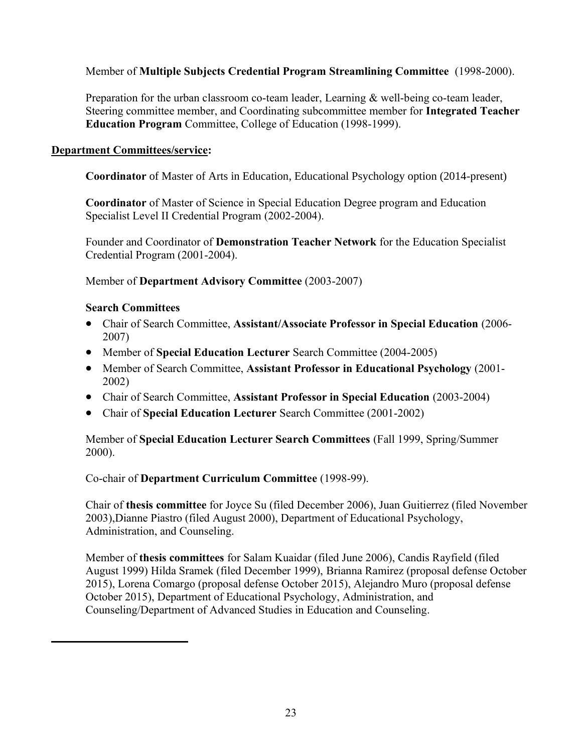Member of **Multiple Subjects Credential Program Streamlining Committee** (1998-2000).

Preparation for the urban classroom co-team leader, Learning & well-being co-team leader, Steering committee member, and Coordinating subcommittee member for **Integrated Teacher Education Program** Committee, College of Education (1998-1999).

**Department Committees/service:**

**Coordinator** of Master of Arts in Education, Educational Psychology option (2014-present)

**Coordinator** of Master of Science in Special Education Degree program and Education Specialist Level II Credential Program (2002-2004).

Founder and Coordinator of **Demonstration Teacher Network** for the Education Specialist Credential Program (2001-2004).

Member of **Department Advisory Committee** (2003-2007)

**Search Committees**

- Chair of Search Committee, **Assistant/Associate Professor in Special Education** (2006-2007)
- Member of **Special Education Lecturer** Search Committee (2004-2005)
- Member of Search Committee, **Assistant Professor in Educational Psychology** (2001-2002)
- Chair of Search Committee, **Assistant Professor in Special Education** (2003-2004)
- Chair of **Special Education Lecturer** Search Committee (2001-2002)

Member of **Special Education Lecturer Search Committees** (Fall 1999, Spring/Summer 2000).

Co-chair of **Department Curriculum Committee** (1998-99).

Chair of **thesis committee** for Joyce Su (filed December 2006), Juan Guitierrez (filed November 2003),Dianne Piastro (filed August 2000), Department of Educational Psychology, Administration, and Counseling.

Member of **thesis committees** for Salam Kuaidar (filed June 2006), Candis Rayfield (filed August 1999) Hilda Sramek (filed December 1999), Brianna Ramirez (proposal defense October 2015), Lorena Comargo (proposal defense October 2015), Alejandro Muro (proposal defense October 2015), Department of Educational Psychology, Administration, and Counseling/Department of Advanced Studies in Education and Counseling.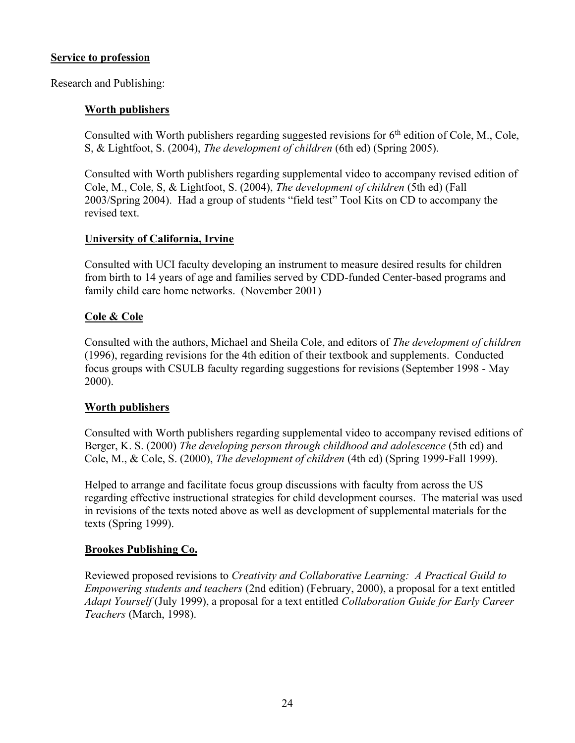**Service to profession**

Research and Publishing:

**Worth publishers**

Consulted with Worth publishers regarding suggested revisions for 6th edition of Cole, M., Cole, S, & Lightfoot, S. (2004), *The development of children* (6th ed) (Spring 2005).

Consulted with Worth publishers regarding supplemental video to accompany revised edition of Cole, M., Cole, S, & Lightfoot, S. (2004), *The development of children* (5th ed) (Fall 2003/Spring 2004). Had a group of students "field test" Tool Kits on CD to accompany the revised text.

**University of California, Irvine**

Consulted with UCI faculty developing an instrument to measure desired results for children from birth to 14 years of age and families served by CDD-funded Center-based programs and family child care home networks. (November 2001)

**Cole & Cole**

Consulted with the authors, Michael and Sheila Cole, and editors of *The development of children* (1996), regarding revisions for the 4th edition of their textbook and supplements. Conducted focus groups with CSULB faculty regarding suggestions for revisions (September 1998 - May 2000).

**Worth publishers**

Consulted with Worth publishers regarding supplemental video to accompany revised editions of Berger, K. S. (2000) *The developing person through childhood and adolescence* (5th ed) and Cole, M., & Cole, S. (2000), *The development of children* (4th ed) (Spring 1999-Fall 1999).

Helped to arrange and facilitate focus group discussions with faculty from across the US regarding effective instructional strategies for child development courses. The material was used in revisions of the texts noted above as well as development of supplemental materials for the texts (Spring 1999).

**Brookes Publishing Co.**

Reviewed proposed revisions to *Creativity and Collaborative Learning: A Practical Guild to Empowering students and teachers* (2nd edition) (February, 2000), a proposal for a text entitled *Adapt Yourself* (July 1999), a proposal for a text entitled *Collaboration Guide for Early Career Teachers* (March, 1998).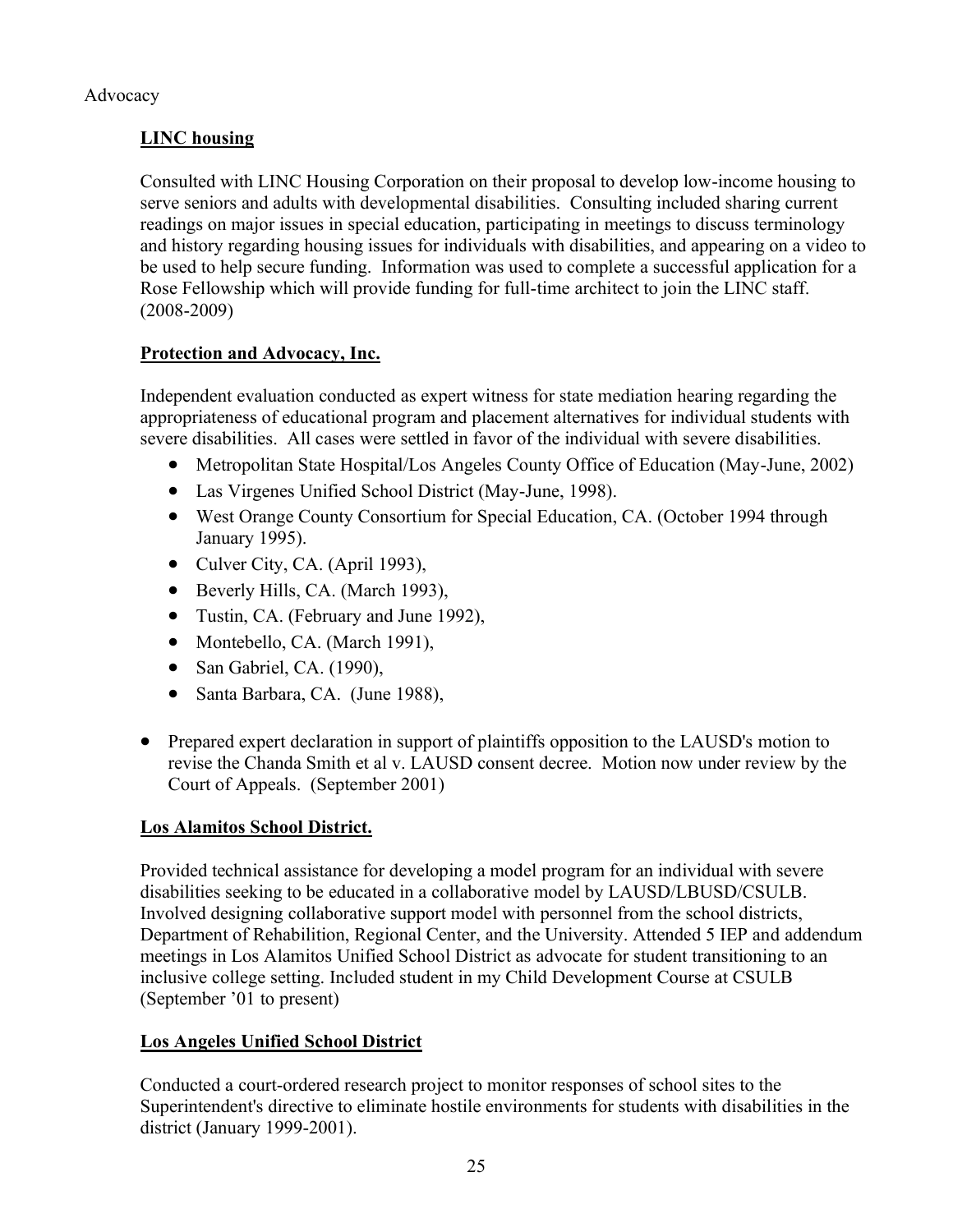Advocacy

**LINC housing**

Consulted with LINC Housing Corporation on their proposal to develop low-income housing to serve seniors and adults with developmental disabilities. Consulting included sharing current readings on major issues in special education, participating in meetings to discuss terminology and history regarding housing issues for individuals with disabilities, and appearing on a video to be used to help secure funding. Information was used to complete a successful application for a Rose Fellowship which will provide funding for full-time architect to join the LINC staff. (2008-2009)

**Protection and Advocacy, Inc.**

Independent evaluation conducted as expert witness for state mediation hearing regarding the appropriateness of educational program and placement alternatives for individual students with severe disabilities. All cases were settled in favor of the individual with severe disabilities.

- Metropolitan State Hospital/Los Angeles County Office of Education (May-June, 2002)
- Las Virgenes Unified School District (May-June, 1998).
- West Orange County Consortium for Special Education, CA. (October 1994 through January 1995).
- Culver City, CA. (April 1993),
- Beverly Hills, CA. (March 1993),
- Tustin, CA. (February and June 1992),
- Montebello, CA. (March 1991),
- San Gabriel, CA. (1990),
- Santa Barbara, CA. (June 1988),

- Prepared expert declaration in support of plaintiffs opposition to the LAUSD's motion to revise the Chanda Smith et al v. LAUSD consent decree. Motion now under review by the Court of Appeals. (September 2001)

**Los Alamitos School District.**

Provided technical assistance for developing a model program for an individual with severe disabilities seeking to be educated in a collaborative model by LAUSD/LBUSD/CSULB. Involved designing collaborative support model with personnel from the school districts, Department of Rehabilition, Regional Center, and the University. Attended 5 IEP and addendum meetings in Los Alamitos Unified School District as advocate for student transitioning to an inclusive college setting. Included student in my Child Development Course at CSULB (September '01 to present)

**Los Angeles Unified School District**

Conducted a court-ordered research project to monitor responses of school sites to the Superintendent's directive to eliminate hostile environments for students with disabilities in the district (January 1999-2001).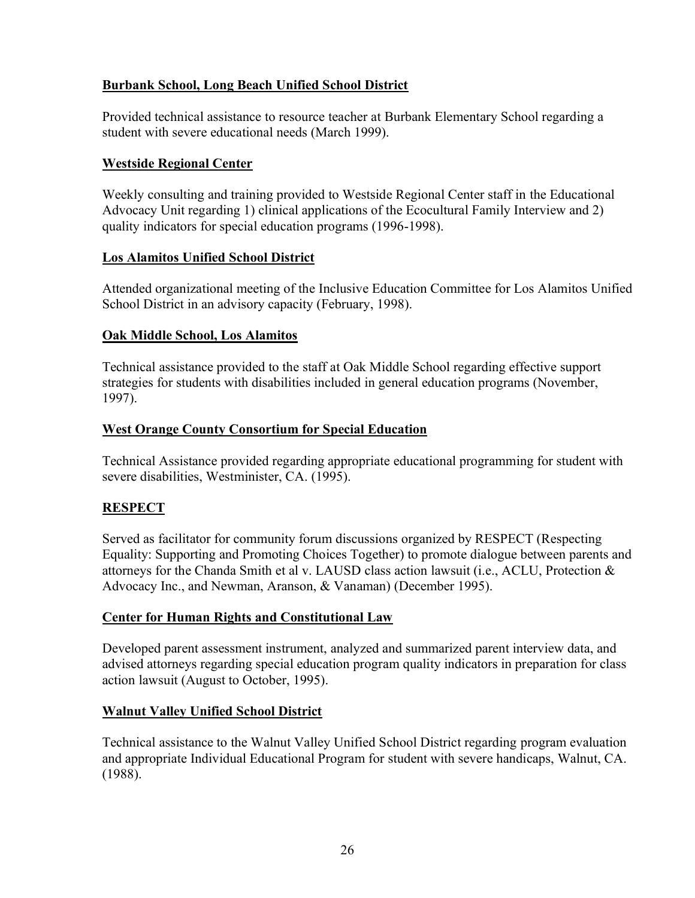**Burbank School, Long Beach Unified School District**

Provided technical assistance to resource teacher at Burbank Elementary School regarding a student with severe educational needs (March 1999).

**Westside Regional Center**

Weekly consulting and training provided to Westside Regional Center staff in the Educational Advocacy Unit regarding 1) clinical applications of the Ecocultural Family Interview and 2) quality indicators for special education programs (1996-1998).

**Los Alamitos Unified School District**

Attended organizational meeting of the Inclusive Education Committee for Los Alamitos Unified School District in an advisory capacity (February, 1998).

**Oak Middle School, Los Alamitos**

Technical assistance provided to the staff at Oak Middle School regarding effective support strategies for students with disabilities included in general education programs (November, 1997).

**West Orange County Consortium for Special Education**

Technical Assistance provided regarding appropriate educational programming for student with severe disabilities, Westminister, CA. (1995).

**RESPECT**

Served as facilitator for community forum discussions organized by RESPECT (Respecting Equality: Supporting and Promoting Choices Together) to promote dialogue between parents and attorneys for the Chanda Smith et al v. LAUSD class action lawsuit (i.e., ACLU, Protection & Advocacy Inc., and Newman, Aranson, & Vanaman) (December 1995).

**Center for Human Rights and Constitutional Law**

Developed parent assessment instrument, analyzed and summarized parent interview data, and advised attorneys regarding special education program quality indicators in preparation for class action lawsuit (August to October, 1995).

**Walnut Valley Unified School District**

Technical assistance to the Walnut Valley Unified School District regarding program evaluation and appropriate Individual Educational Program for student with severe handicaps, Walnut, CA. (1988).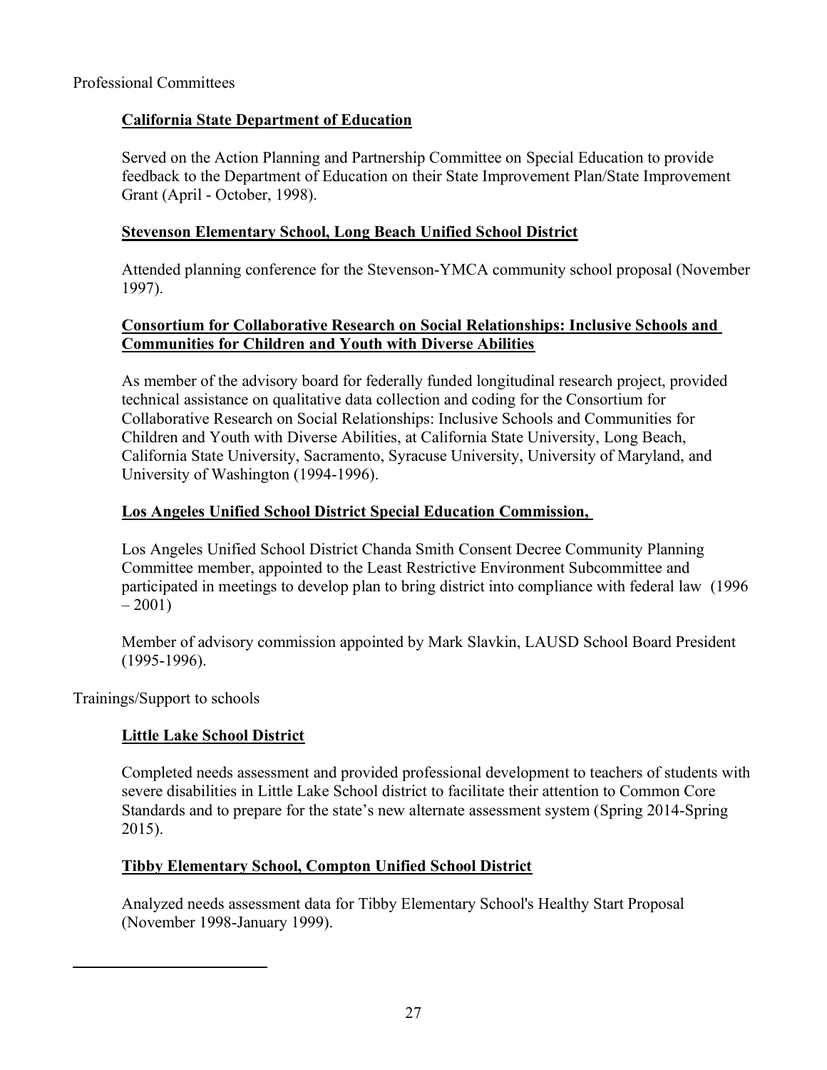Professional Committees

**California State Department of Education**

Served on the Action Planning and Partnership Committee on Special Education to provide feedback to the Department of Education on their State Improvement Plan/State Improvement Grant (April - October, 1998).

**Stevenson Elementary School, Long Beach Unified School District**

Attended planning conference for the Stevenson-YMCA community school proposal (November 1997).

**Consortium for Collaborative Research on Social Relationships: Inclusive Schools and Communities for Children and Youth with Diverse Abilities**

As member of the advisory board for federally funded longitudinal research project, provided technical assistance on qualitative data collection and coding for the Consortium for Collaborative Research on Social Relationships: Inclusive Schools and Communities for Children and Youth with Diverse Abilities, at California State University, Long Beach, California State University, Sacramento, Syracuse University, University of Maryland, and University of Washington (1994-1996).

**Los Angeles Unified School District Special Education Commission,**

Los Angeles Unified School District Chanda Smith Consent Decree Community Planning Committee member, appointed to the Least Restrictive Environment Subcommittee and participated in meetings to develop plan to bring district into compliance with federal law (1996 – 2001)

Member of advisory commission appointed by Mark Slavkin, LAUSD School Board President (1995-1996).

Trainings/Support to schools

**Little Lake School District**

Completed needs assessment and provided professional development to teachers of students with severe disabilities in Little Lake School district to facilitate their attention to Common Core Standards and to prepare for the state's new alternate assessment system (Spring 2014-Spring 2015).

**Tibby Elementary School, Compton Unified School District**

Analyzed needs assessment data for Tibby Elementary School's Healthy Start Proposal (November 1998-January 1999).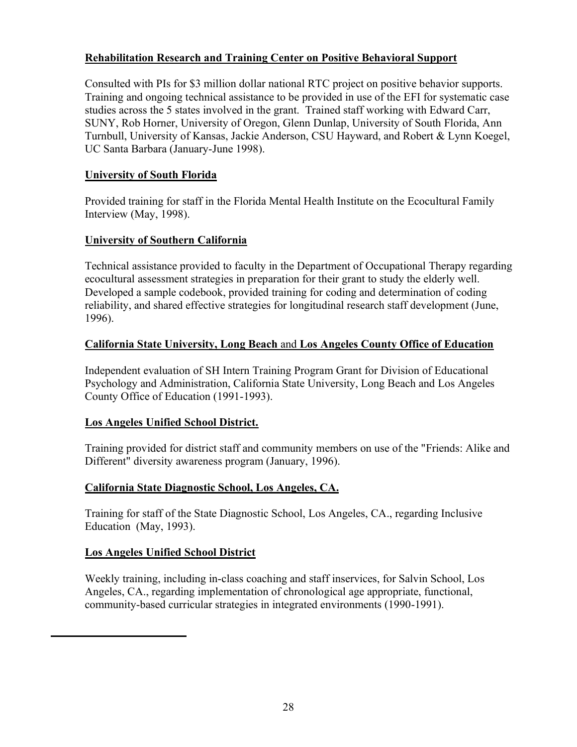**Rehabilitation Research and Training Center on Positive Behavioral Support**

Consulted with PIs for $3 million dollar national RTC project on positive behavior supports. Training and ongoing technical assistance to be provided in use of the EFI for systematic case studies across the 5 states involved in the grant. Trained staff working with Edward Carr, SUNY, Rob Horner, University of Oregon, Glenn Dunlap, University of South Florida, Ann Turnbull, University of Kansas, Jackie Anderson, CSU Hayward, and Robert & Lynn Koegel, UC Santa Barbara (January-June 1998).

**University of South Florida**

Provided training for staff in the Florida Mental Health Institute on the Ecocultural Family Interview (May, 1998).

**University of Southern California**

Technical assistance provided to faculty in the Department of Occupational Therapy regarding ecocultural assessment strategies in preparation for their grant to study the elderly well. Developed a sample codebook, provided training for coding and determination of coding reliability, and shared effective strategies for longitudinal research staff development (June, 1996).

**California State University, Long Beach** and **Los Angeles County Office of Education**

Independent evaluation of SH Intern Training Program Grant for Division of Educational Psychology and Administration, California State University, Long Beach and Los Angeles County Office of Education (1991-1993).

**Los Angeles Unified School District.**

Training provided for district staff and community members on use of the "Friends: Alike and Different" diversity awareness program (January, 1996).

**California State Diagnostic School, Los Angeles, CA.**

Training for staff of the State Diagnostic School, Los Angeles, CA., regarding Inclusive Education (May, 1993).

**Los Angeles Unified School District**

Weekly training, including in-class coaching and staff inservices, for Salvin School, Los Angeles, CA., regarding implementation of chronological age appropriate, functional, community-based curricular strategies in integrated environments (1990-1991).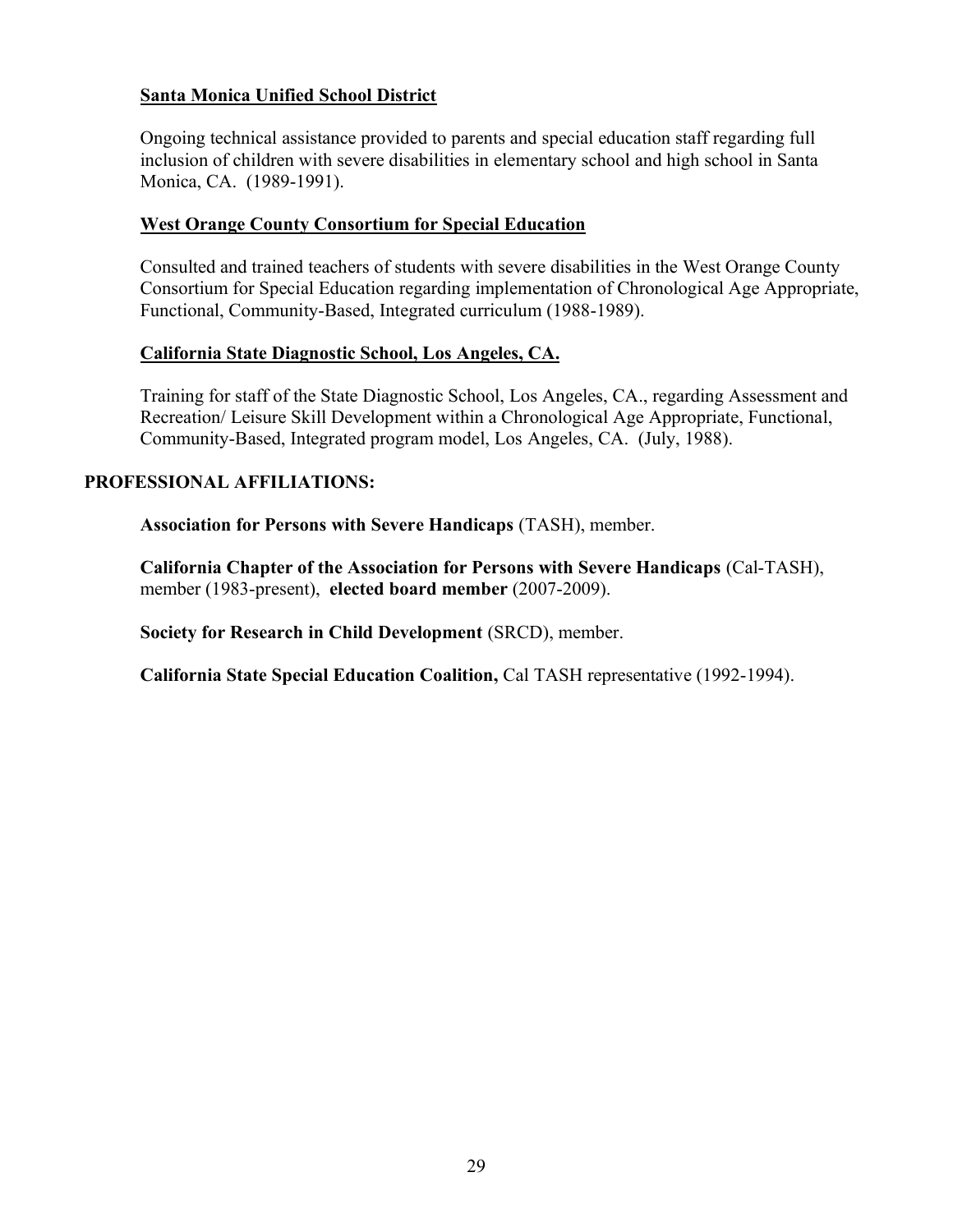**<u>Santa Monica Unified School District</u>**

Ongoing technical assistance provided to parents and special education staff regarding full inclusion of children with severe disabilities in elementary school and high school in Santa Monica, CA. (1989-1991).

**<u>West Orange County Consortium for Special Education</u>**

Consulted and trained teachers of students with severe disabilities in the West Orange County Consortium for Special Education regarding implementation of Chronological Age Appropriate, Functional, Community-Based, Integrated curriculum (1988-1989).

**<u>California State Diagnostic School, Los Angeles, CA.</u>**

Training for staff of the State Diagnostic School, Los Angeles, CA., regarding Assessment and Recreation/ Leisure Skill Development within a Chronological Age Appropriate, Functional, Community-Based, Integrated program model, Los Angeles, CA. (July, 1988).

## PROFESSIONAL AFFILIATIONS:

**Association for Persons with Severe Handicaps** (TASH), member.

**California Chapter of the Association for Persons with Severe Handicaps** (Cal-TASH), member (1983-present), **elected board member** (2007-2009).

**Society for Research in Child Development** (SRCD), member.

**California State Special Education Coalition,** Cal TASH representative (1992-1994).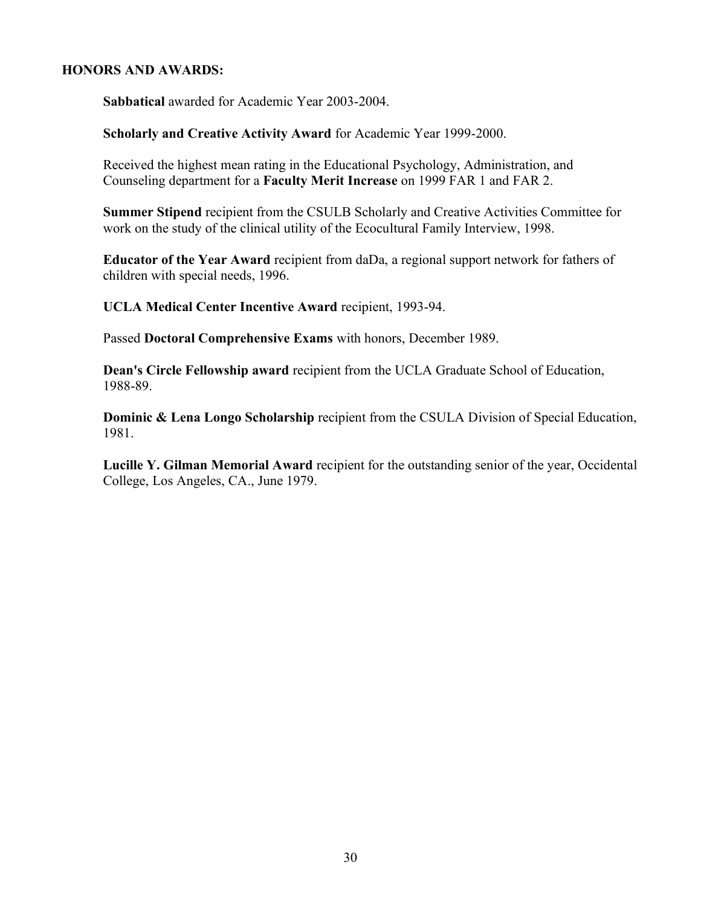**HONORS AND AWARDS:**

**Sabbatical** awarded for Academic Year 2003-2004.

**Scholarly and Creative Activity Award** for Academic Year 1999-2000.

Received the highest mean rating in the Educational Psychology, Administration, and Counseling department for a **Faculty Merit Increase** on 1999 FAR 1 and FAR 2.

**Summer Stipend** recipient from the CSULB Scholarly and Creative Activities Committee for work on the study of the clinical utility of the Ecocultural Family Interview, 1998.

**Educator of the Year Award** recipient from daDa, a regional support network for fathers of children with special needs, 1996.

**UCLA Medical Center Incentive Award** recipient, 1993-94.

Passed **Doctoral Comprehensive Exams** with honors, December 1989.

**Dean's Circle Fellowship award** recipient from the UCLA Graduate School of Education, 1988-89.

**Dominic & Lena Longo Scholarship** recipient from the CSULA Division of Special Education, 1981.

**Lucille Y. Gilman Memorial Award** recipient for the outstanding senior of the year, Occidental College, Los Angeles, CA., June 1979.